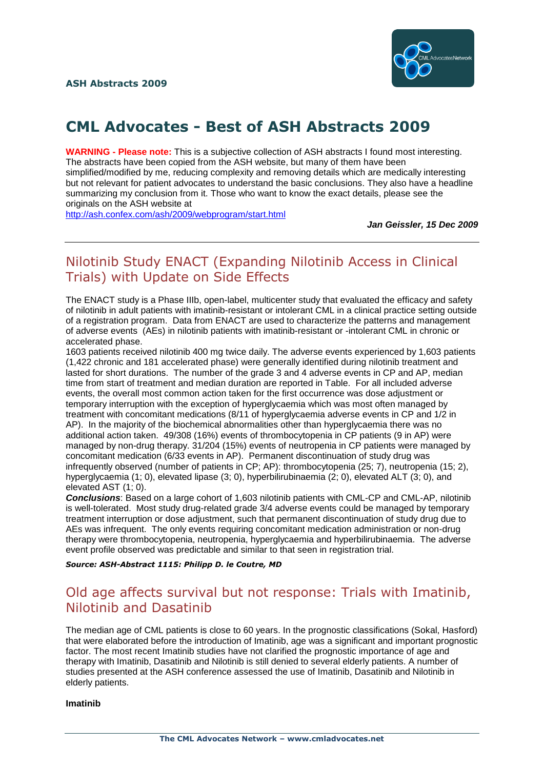# CML Advocates - Best of ASH Abstracts 2009

**WARNING - Please note:** This is a subjective collection of ASH abstracts I found most interesting. The abstracts have been copied from the ASH website, but many of them have been simplified/modified by me, reducing complexity and removing details which are medically interesting but not relevant for patient advocates to understand the basic conclusions. They also have a headline summarizing my conclusion from it. Those who want to know the exact details, please see the originals on the ASH website at
http://ash.confex.com/ash/2009/webprogram/start.html

***Jan Geissler, 15 Dec 2009***

---

## Nilotinib Study ENACT (Expanding Nilotinib Access in Clinical Trials) with Update on Side Effects

The ENACT study is a Phase IIIb, open-label, multicenter study that evaluated the efficacy and safety of nilotinib in adult patients with imatinib-resistant or intolerant CML in a clinical practice setting outside of a registration program. Data from ENACT are used to characterize the patterns and management of adverse events (AEs) in nilotinib patients with imatinib-resistant or -intolerant CML in chronic or accelerated phase.
1603 patients received nilotinib 400 mg twice daily. The adverse events experienced by 1,603 patients (1,422 chronic and 181 accelerated phase) were generally identified during nilotinib treatment and lasted for short durations. The number of the grade 3 and 4 adverse events in CP and AP, median time from start of treatment and median duration are reported in Table. For all included adverse events, the overall most common action taken for the first occurrence was dose adjustment or temporary interruption with the exception of hyperglycaemia which was most often managed by treatment with concomitant medications (8/11 of hyperglycaemia adverse events in CP and 1/2 in AP). In the majority of the biochemical abnormalities other than hyperglycaemia there was no additional action taken. 49/308 (16%) events of thrombocytopenia in CP patients (9 in AP) were managed by non-drug therapy. 31/204 (15%) events of neutropenia in CP patients were managed by concomitant medication (6/33 events in AP). Permanent discontinuation of study drug was infrequently observed (number of patients in CP; AP): thrombocytopenia (25; 7), neutropenia (15; 2), hyperglycaemia (1; 0), elevated lipase (3; 0), hyperbilirubinaemia (2; 0), elevated ALT (3; 0), and elevated AST (1; 0).
***Conclusions***: Based on a large cohort of 1,603 nilotinib patients with CML-CP and CML-AP, nilotinib is well-tolerated. Most study drug-related grade 3/4 adverse events could be managed by temporary treatment interruption or dose adjustment, such that permanent discontinuation of study drug due to AEs was infrequent. The only events requiring concomitant medication administration or non-drug therapy were thrombocytopenia, neutropenia, hyperglycaemia and hyperbilirubinaemia. The adverse event profile observed was predictable and similar to that seen in registration trial.

***Source: ASH-Abstract 1115: Philipp D. le Coutre, MD***

## Old age affects survival but not response: Trials with Imatinib, Nilotinib and Dasatinib

The median age of CML patients is close to 60 years. In the prognostic classifications (Sokal, Hasford) that were elaborated before the introduction of Imatinib, age was a significant and important prognostic factor. The most recent Imatinib studies have not clarified the prognostic importance of age and therapy with Imatinib, Dasatinib and Nilotinib is still denied to several elderly patients. A number of studies presented at the ASH conference assessed the use of Imatinib, Dasatinib and Nilotinib in elderly patients.

**Imatinib**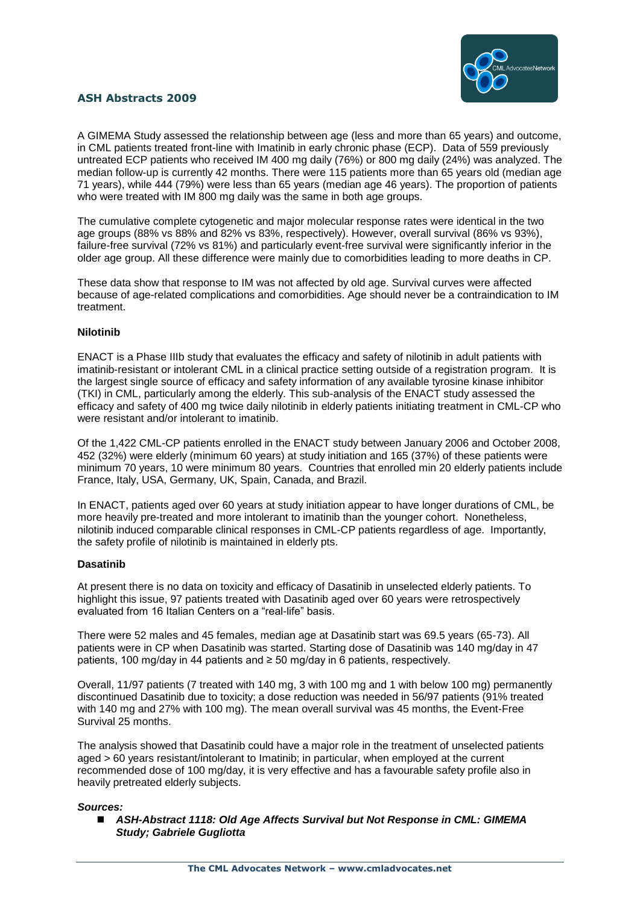## ASH Abstracts 2009

A GIMEMA Study assessed the relationship between age (less and more than 65 years) and outcome, in CML patients treated front-line with Imatinib in early chronic phase (ECP). Data of 559 previously untreated ECP patients who received IM 400 mg daily (76%) or 800 mg daily (24%) was analyzed. The median follow-up is currently 42 months. There were 115 patients more than 65 years old (median age 71 years), while 444 (79%) were less than 65 years (median age 46 years). The proportion of patients who were treated with IM 800 mg daily was the same in both age groups.

The cumulative complete cytogenetic and major molecular response rates were identical in the two age groups (88% vs 88% and 82% vs 83%, respectively). However, overall survival (86% vs 93%), failure-free survival (72% vs 81%) and particularly event-free survival were significantly inferior in the older age group. All these difference were mainly due to comorbidities leading to more deaths in CP.

These data show that response to IM was not affected by old age. Survival curves were affected because of age-related complications and comorbidities. Age should never be a contraindication to IM treatment.

**Nilotinib**

ENACT is a Phase IIIb study that evaluates the efficacy and safety of nilotinib in adult patients with imatinib-resistant or intolerant CML in a clinical practice setting outside of a registration program. It is the largest single source of efficacy and safety information of any available tyrosine kinase inhibitor (TKI) in CML, particularly among the elderly. This sub-analysis of the ENACT study assessed the efficacy and safety of 400 mg twice daily nilotinib in elderly patients initiating treatment in CML-CP who were resistant and/or intolerant to imatinib.

Of the 1,422 CML-CP patients enrolled in the ENACT study between January 2006 and October 2008, 452 (32%) were elderly (minimum 60 years) at study initiation and 165 (37%) of these patients were minimum 70 years, 10 were minimum 80 years. Countries that enrolled min 20 elderly patients include France, Italy, USA, Germany, UK, Spain, Canada, and Brazil.

In ENACT, patients aged over 60 years at study initiation appear to have longer durations of CML, be more heavily pre-treated and more intolerant to imatinib than the younger cohort. Nonetheless, nilotinib induced comparable clinical responses in CML-CP patients regardless of age. Importantly, the safety profile of nilotinib is maintained in elderly pts.

**Dasatinib**

At present there is no data on toxicity and efficacy of Dasatinib in unselected elderly patients. To highlight this issue, 97 patients treated with Dasatinib aged over 60 years were retrospectively evaluated from 16 Italian Centers on a "real-life" basis.

There were 52 males and 45 females, median age at Dasatinib start was 69.5 years (65-73). All patients were in CP when Dasatinib was started. Starting dose of Dasatinib was 140 mg/day in 47 patients, 100 mg/day in 44 patients and ≥ 50 mg/day in 6 patients, respectively.

Overall, 11/97 patients (7 treated with 140 mg, 3 with 100 mg and 1 with below 100 mg) permanently discontinued Dasatinib due to toxicity; a dose reduction was needed in 56/97 patients (91% treated with 140 mg and 27% with 100 mg). The mean overall survival was 45 months, the Event-Free Survival 25 months.

The analysis showed that Dasatinib could have a major role in the treatment of unselected patients aged > 60 years resistant/intolerant to Imatinib; in particular, when employed at the current recommended dose of 100 mg/day, it is very effective and has a favourable safety profile also in heavily pretreated elderly subjects.

***Sources:***

- ***ASH-Abstract 1118: Old Age Affects Survival but Not Response in CML: GIMEMA Study; Gabriele Gugliotta***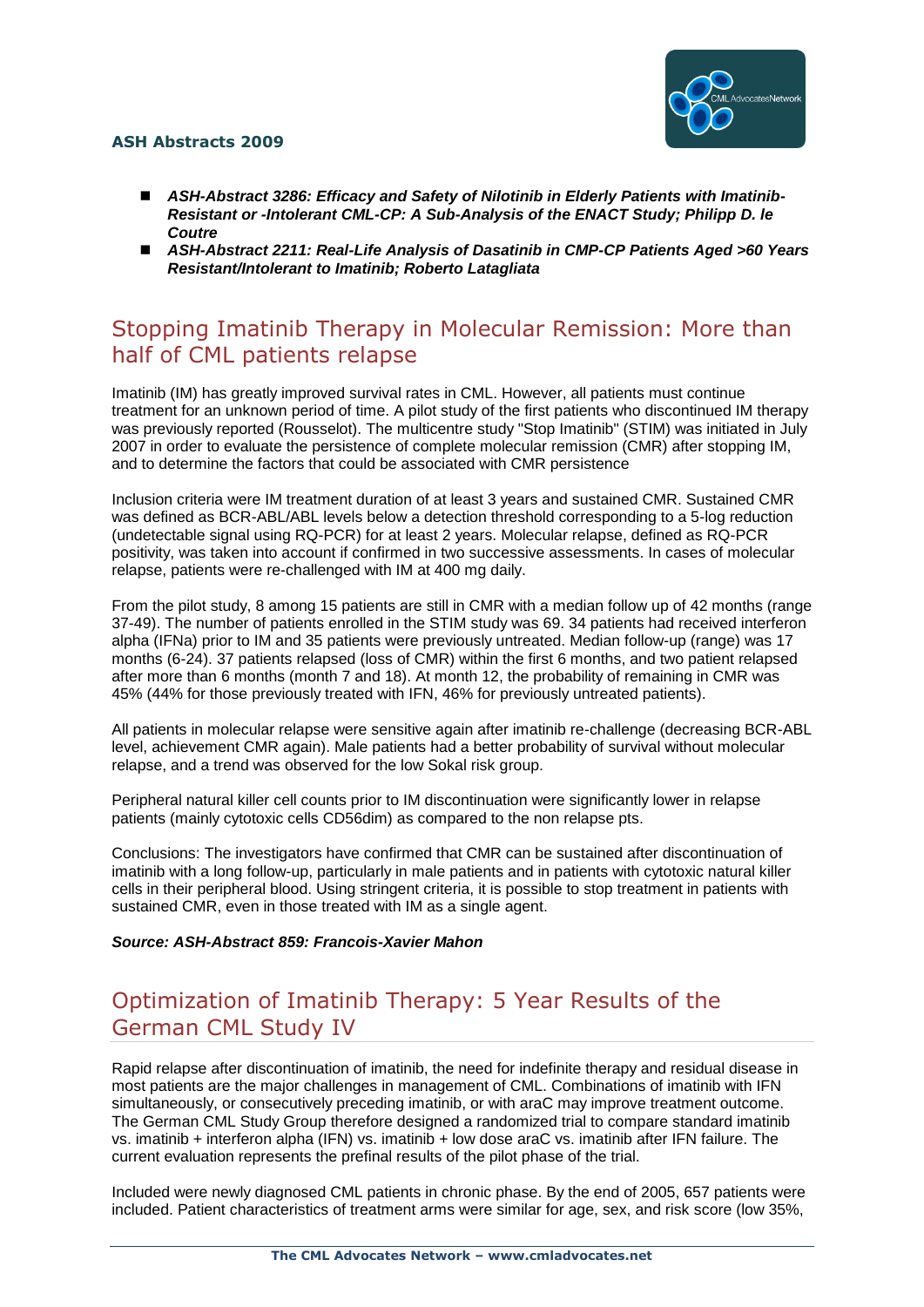- ***ASH-Abstract 3286: Efficacy and Safety of Nilotinib in Elderly Patients with Imatinib-Resistant or -Intolerant CML-CP: A Sub-Analysis of the ENACT Study; Philipp D. le Coutre***
- ***ASH-Abstract 2211: Real-Life Analysis of Dasatinib in CMP-CP Patients Aged >60 Years Resistant/Intolerant to Imatinib; Roberto Latagliata***

## Stopping Imatinib Therapy in Molecular Remission: More than half of CML patients relapse

Imatinib (IM) has greatly improved survival rates in CML. However, all patients must continue treatment for an unknown period of time. A pilot study of the first patients who discontinued IM therapy was previously reported (Rousselot). The multicentre study "Stop Imatinib" (STIM) was initiated in July 2007 in order to evaluate the persistence of complete molecular remission (CMR) after stopping IM, and to determine the factors that could be associated with CMR persistence

Inclusion criteria were IM treatment duration of at least 3 years and sustained CMR. Sustained CMR was defined as BCR-ABL/ABL levels below a detection threshold corresponding to a 5-log reduction (undetectable signal using RQ-PCR) for at least 2 years. Molecular relapse, defined as RQ-PCR positivity, was taken into account if confirmed in two successive assessments. In cases of molecular relapse, patients were re-challenged with IM at 400 mg daily.

From the pilot study, 8 among 15 patients are still in CMR with a median follow up of 42 months (range 37-49). The number of patients enrolled in the STIM study was 69. 34 patients had received interferon alpha (IFNa) prior to IM and 35 patients were previously untreated. Median follow-up (range) was 17 months (6-24). 37 patients relapsed (loss of CMR) within the first 6 months, and two patient relapsed after more than 6 months (month 7 and 18). At month 12, the probability of remaining in CMR was 45% (44% for those previously treated with IFN, 46% for previously untreated patients).

All patients in molecular relapse were sensitive again after imatinib re-challenge (decreasing BCR-ABL level, achievement CMR again). Male patients had a better probability of survival without molecular relapse, and a trend was observed for the low Sokal risk group.

Peripheral natural killer cell counts prior to IM discontinuation were significantly lower in relapse patients (mainly cytotoxic cells CD56dim) as compared to the non relapse pts.

Conclusions: The investigators have confirmed that CMR can be sustained after discontinuation of imatinib with a long follow-up, particularly in male patients and in patients with cytotoxic natural killer cells in their peripheral blood. Using stringent criteria, it is possible to stop treatment in patients with sustained CMR, even in those treated with IM as a single agent.

***Source: ASH-Abstract 859: Francois-Xavier Mahon***

## Optimization of Imatinib Therapy: 5 Year Results of the German CML Study IV

Rapid relapse after discontinuation of imatinib, the need for indefinite therapy and residual disease in most patients are the major challenges in management of CML. Combinations of imatinib with IFN simultaneously, or consecutively preceding imatinib, or with araC may improve treatment outcome. The German CML Study Group therefore designed a randomized trial to compare standard imatinib vs. imatinib + interferon alpha (IFN) vs. imatinib + low dose araC vs. imatinib after IFN failure. The current evaluation represents the prefinal results of the pilot phase of the trial.

Included were newly diagnosed CML patients in chronic phase. By the end of 2005, 657 patients were included. Patient characteristics of treatment arms were similar for age, sex, and risk score (low 35%,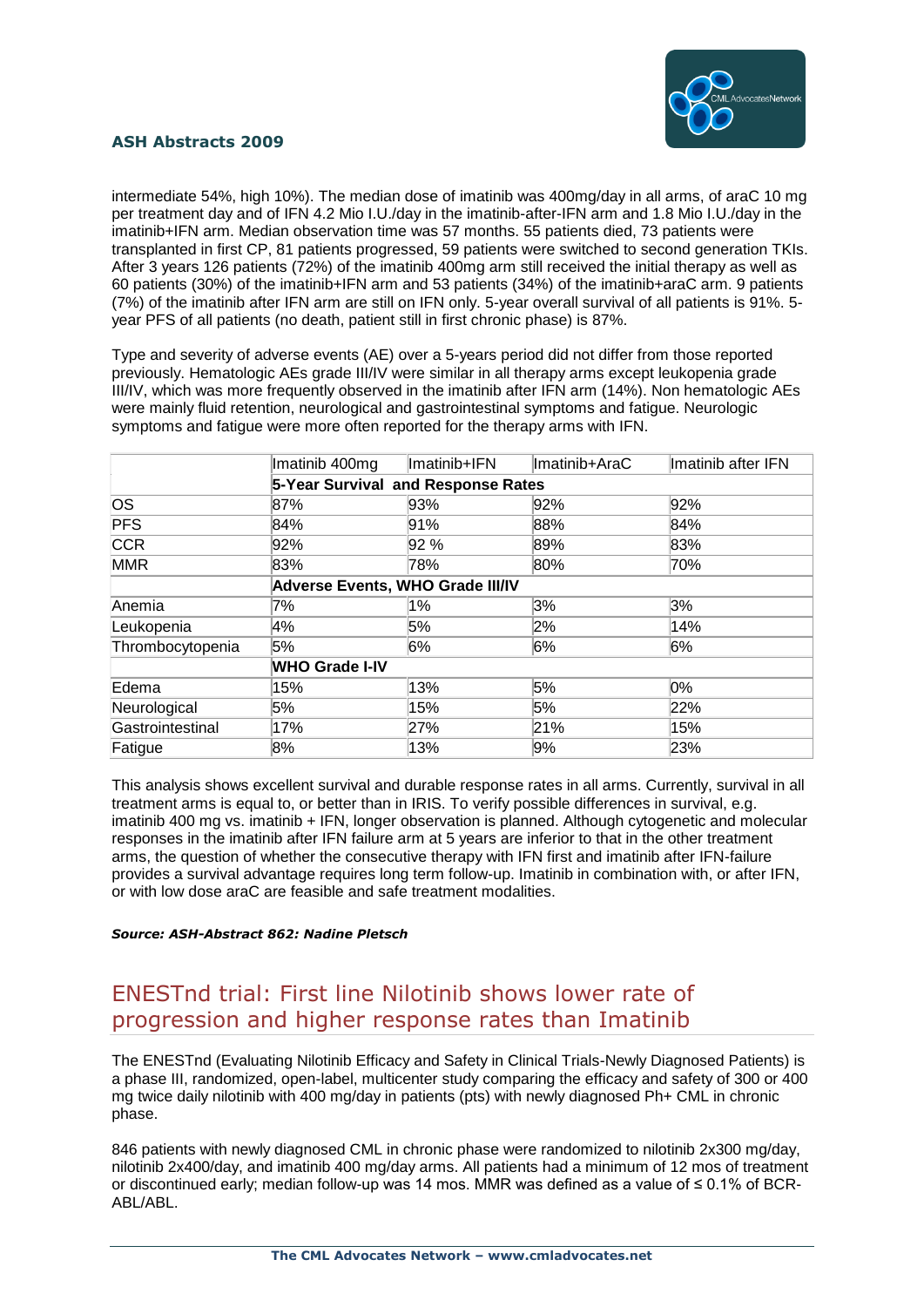intermediate 54%, high 10%). The median dose of imatinib was 400mg/day in all arms, of araC 10 mg per treatment day and of IFN 4.2 Mio I.U./day in the imatinib-after-IFN arm and 1.8 Mio I.U./day in the imatinib+IFN arm. Median observation time was 57 months. 55 patients died, 73 patients were transplanted in first CP, 81 patients progressed, 59 patients were switched to second generation TKIs. After 3 years 126 patients (72%) of the imatinib 400mg arm still received the initial therapy as well as 60 patients (30%) of the imatinib+IFN arm and 53 patients (34%) of the imatinib+araC arm. 9 patients (7%) of the imatinib after IFN arm are still on IFN only. 5-year overall survival of all patients is 91%. 5-year PFS of all patients (no death, patient still in first chronic phase) is 87%.

Type and severity of adverse events (AE) over a 5-years period did not differ from those reported previously. Hematologic AEs grade III/IV were similar in all therapy arms except leukopenia grade III/IV, which was more frequently observed in the imatinib after IFN arm (14%). Non hematologic AEs were mainly fluid retention, neurological and gastrointestinal symptoms and fatigue. Neurologic symptoms and fatigue were more often reported for the therapy arms with IFN.

| | Imatinib 400mg | Imatinib+IFN | Imatinib+AraC | Imatinib after IFN |
|---|---|---|---|---|
| | **5-Year Survival and Response Rates** | | | |
| OS | 87% | 93% | 92% | 92% |
| PFS | 84% | 91% | 88% | 84% |
| CCR | 92% | 92 % | 89% | 83% |
| MMR | 83% | 78% | 80% | 70% |
| | **Adverse Events, WHO Grade III/IV** | | | |
| Anemia | 7% | 1% | 3% | 3% |
| Leukopenia | 4% | 5% | 2% | 14% |
| Thrombocytopenia | 5% | 6% | 6% | 6% |
| | **WHO Grade I-IV** | | | |
| Edema | 15% | 13% | 5% | 0% |
| Neurological | 5% | 15% | 5% | 22% |
| Gastrointestinal | 17% | 27% | 21% | 15% |
| Fatigue | 8% | 13% | 9% | 23% |

This analysis shows excellent survival and durable response rates in all arms. Currently, survival in all treatment arms is equal to, or better than in IRIS. To verify possible differences in survival, e.g. imatinib 400 mg vs. imatinib + IFN, longer observation is planned. Although cytogenetic and molecular responses in the imatinib after IFN failure arm at 5 years are inferior to that in the other treatment arms, the question of whether the consecutive therapy with IFN first and imatinib after IFN-failure provides a survival advantage requires long term follow-up. Imatinib in combination with, or after IFN, or with low dose araC are feasible and safe treatment modalities.

***Source: ASH-Abstract 862: Nadine Pletsch***

## ENESTnd trial: First line Nilotinib shows lower rate of progression and higher response rates than Imatinib

The ENESTnd (Evaluating Nilotinib Efficacy and Safety in Clinical Trials-Newly Diagnosed Patients) is a phase III, randomized, open-label, multicenter study comparing the efficacy and safety of 300 or 400 mg twice daily nilotinib with 400 mg/day in patients (pts) with newly diagnosed Ph+ CML in chronic phase.

846 patients with newly diagnosed CML in chronic phase were randomized to nilotinib 2x300 mg/day, nilotinib 2x400/day, and imatinib 400 mg/day arms. All patients had a minimum of 12 mos of treatment or discontinued early; median follow-up was 14 mos. MMR was defined as a value of ≤ 0.1% of BCR-ABL/ABL.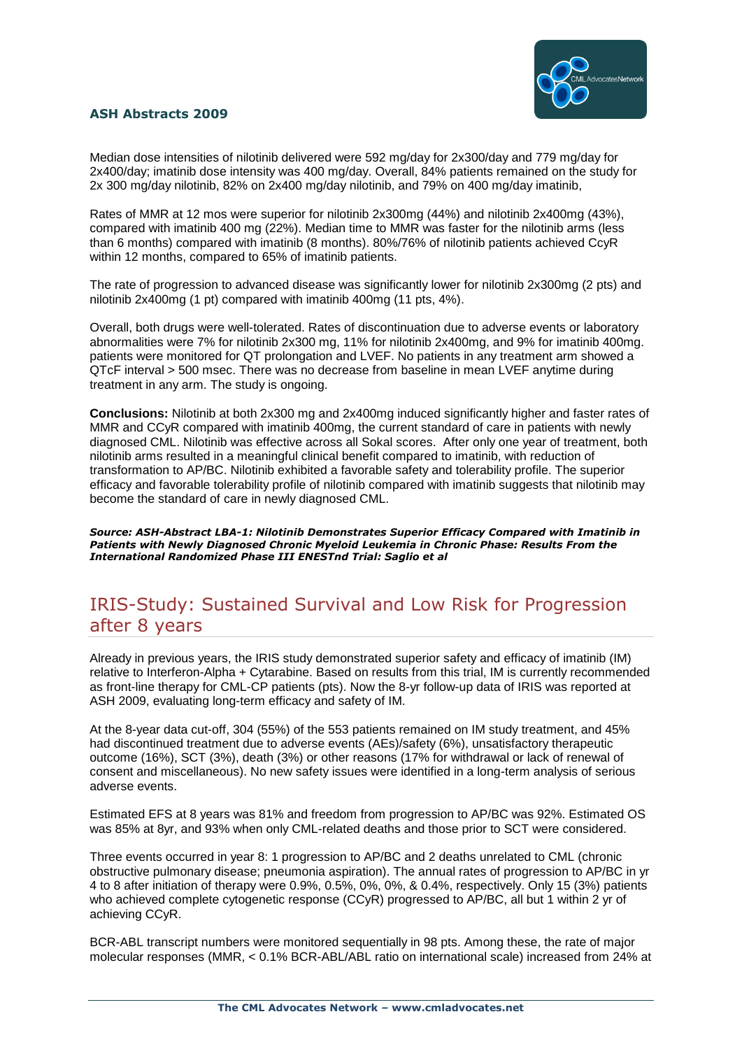Median dose intensities of nilotinib delivered were 592 mg/day for 2x300/day and 779 mg/day for 2x400/day; imatinib dose intensity was 400 mg/day. Overall, 84% patients remained on the study for 2x 300 mg/day nilotinib, 82% on 2x400 mg/day nilotinib, and 79% on 400 mg/day imatinib,

Rates of MMR at 12 mos were superior for nilotinib 2x300mg (44%) and nilotinib 2x400mg (43%), compared with imatinib 400 mg (22%). Median time to MMR was faster for the nilotinib arms (less than 6 months) compared with imatinib (8 months). 80%/76% of nilotinib patients achieved CcyR within 12 months, compared to 65% of imatinib patients.

The rate of progression to advanced disease was significantly lower for nilotinib 2x300mg (2 pts) and nilotinib 2x400mg (1 pt) compared with imatinib 400mg (11 pts, 4%).

Overall, both drugs were well-tolerated. Rates of discontinuation due to adverse events or laboratory abnormalities were 7% for nilotinib 2x300 mg, 11% for nilotinib 2x400mg, and 9% for imatinib 400mg. patients were monitored for QT prolongation and LVEF. No patients in any treatment arm showed a QTcF interval > 500 msec. There was no decrease from baseline in mean LVEF anytime during treatment in any arm. The study is ongoing.

**Conclusions:** Nilotinib at both 2x300 mg and 2x400mg induced significantly higher and faster rates of MMR and CCyR compared with imatinib 400mg, the current standard of care in patients with newly diagnosed CML. Nilotinib was effective across all Sokal scores. After only one year of treatment, both nilotinib arms resulted in a meaningful clinical benefit compared to imatinib, with reduction of transformation to AP/BC. Nilotinib exhibited a favorable safety and tolerability profile. The superior efficacy and favorable tolerability profile of nilotinib compared with imatinib suggests that nilotinib may become the standard of care in newly diagnosed CML.

***Source: ASH-Abstract LBA-1: Nilotinib Demonstrates Superior Efficacy Compared with Imatinib in Patients with Newly Diagnosed Chronic Myeloid Leukemia in Chronic Phase: Results From the International Randomized Phase III ENESTnd Trial: Saglio et al***

## IRIS-Study: Sustained Survival and Low Risk for Progression after 8 years

Already in previous years, the IRIS study demonstrated superior safety and efficacy of imatinib (IM) relative to Interferon-Alpha + Cytarabine. Based on results from this trial, IM is currently recommended as front-line therapy for CML-CP patients (pts). Now the 8-yr follow-up data of IRIS was reported at ASH 2009, evaluating long-term efficacy and safety of IM.

At the 8-year data cut-off, 304 (55%) of the 553 patients remained on IM study treatment, and 45% had discontinued treatment due to adverse events (AEs)/safety (6%), unsatisfactory therapeutic outcome (16%), SCT (3%), death (3%) or other reasons (17% for withdrawal or lack of renewal of consent and miscellaneous). No new safety issues were identified in a long-term analysis of serious adverse events.

Estimated EFS at 8 years was 81% and freedom from progression to AP/BC was 92%. Estimated OS was 85% at 8yr, and 93% when only CML-related deaths and those prior to SCT were considered.

Three events occurred in year 8: 1 progression to AP/BC and 2 deaths unrelated to CML (chronic obstructive pulmonary disease; pneumonia aspiration). The annual rates of progression to AP/BC in yr 4 to 8 after initiation of therapy were 0.9%, 0.5%, 0%, 0%, & 0.4%, respectively. Only 15 (3%) patients who achieved complete cytogenetic response (CCyR) progressed to AP/BC, all but 1 within 2 yr of achieving CCyR.

BCR-ABL transcript numbers were monitored sequentially in 98 pts. Among these, the rate of major molecular responses (MMR, < 0.1% BCR-ABL/ABL ratio on international scale) increased from 24% at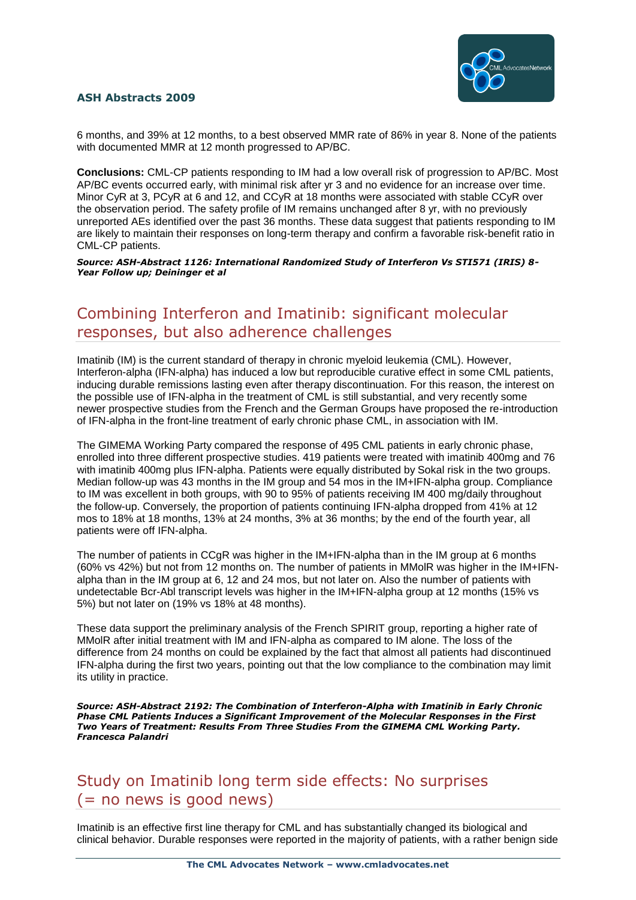6 months, and 39% at 12 months, to a best observed MMR rate of 86% in year 8. None of the patients with documented MMR at 12 month progressed to AP/BC.

**Conclusions:** CML-CP patients responding to IM had a low overall risk of progression to AP/BC. Most AP/BC events occurred early, with minimal risk after yr 3 and no evidence for an increase over time. Minor CyR at 3, PCyR at 6 and 12, and CCyR at 18 months were associated with stable CCyR over the observation period. The safety profile of IM remains unchanged after 8 yr, with no previously unreported AEs identified over the past 36 months. These data suggest that patients responding to IM are likely to maintain their responses on long-term therapy and confirm a favorable risk-benefit ratio in CML-CP patients.

***Source: ASH-Abstract 1126: International Randomized Study of Interferon Vs STI571 (IRIS) 8-Year Follow up; Deininger et al***

## Combining Interferon and Imatinib: significant molecular responses, but also adherence challenges

Imatinib (IM) is the current standard of therapy in chronic myeloid leukemia (CML). However, Interferon-alpha (IFN-alpha) has induced a low but reproducible curative effect in some CML patients, inducing durable remissions lasting even after therapy discontinuation. For this reason, the interest on the possible use of IFN-alpha in the treatment of CML is still substantial, and very recently some newer prospective studies from the French and the German Groups have proposed the re-introduction of IFN-alpha in the front-line treatment of early chronic phase CML, in association with IM.

The GIMEMA Working Party compared the response of 495 CML patients in early chronic phase, enrolled into three different prospective studies. 419 patients were treated with imatinib 400mg and 76 with imatinib 400mg plus IFN-alpha. Patients were equally distributed by Sokal risk in the two groups. Median follow-up was 43 months in the IM group and 54 mos in the IM+IFN-alpha group. Compliance to IM was excellent in both groups, with 90 to 95% of patients receiving IM 400 mg/daily throughout the follow-up. Conversely, the proportion of patients continuing IFN-alpha dropped from 41% at 12 mos to 18% at 18 months, 13% at 24 months, 3% at 36 months; by the end of the fourth year, all patients were off IFN-alpha.

The number of patients in CCgR was higher in the IM+IFN-alpha than in the IM group at 6 months (60% vs 42%) but not from 12 months on. The number of patients in MMolR was higher in the IM+IFN-alpha than in the IM group at 6, 12 and 24 mos, but not later on. Also the number of patients with undetectable Bcr-Abl transcript levels was higher in the IM+IFN-alpha group at 12 months (15% vs 5%) but not later on (19% vs 18% at 48 months).

These data support the preliminary analysis of the French SPIRIT group, reporting a higher rate of MMolR after initial treatment with IM and IFN-alpha as compared to IM alone. The loss of the difference from 24 months on could be explained by the fact that almost all patients had discontinued IFN-alpha during the first two years, pointing out that the low compliance to the combination may limit its utility in practice.

***Source: ASH-Abstract 2192: The Combination of Interferon-Alpha with Imatinib in Early Chronic Phase CML Patients Induces a Significant Improvement of the Molecular Responses in the First Two Years of Treatment: Results From Three Studies From the GIMEMA CML Working Party. Francesca Palandri***

## Study on Imatinib long term side effects: No surprises (= no news is good news)

Imatinib is an effective first line therapy for CML and has substantially changed its biological and clinical behavior. Durable responses were reported in the majority of patients, with a rather benign side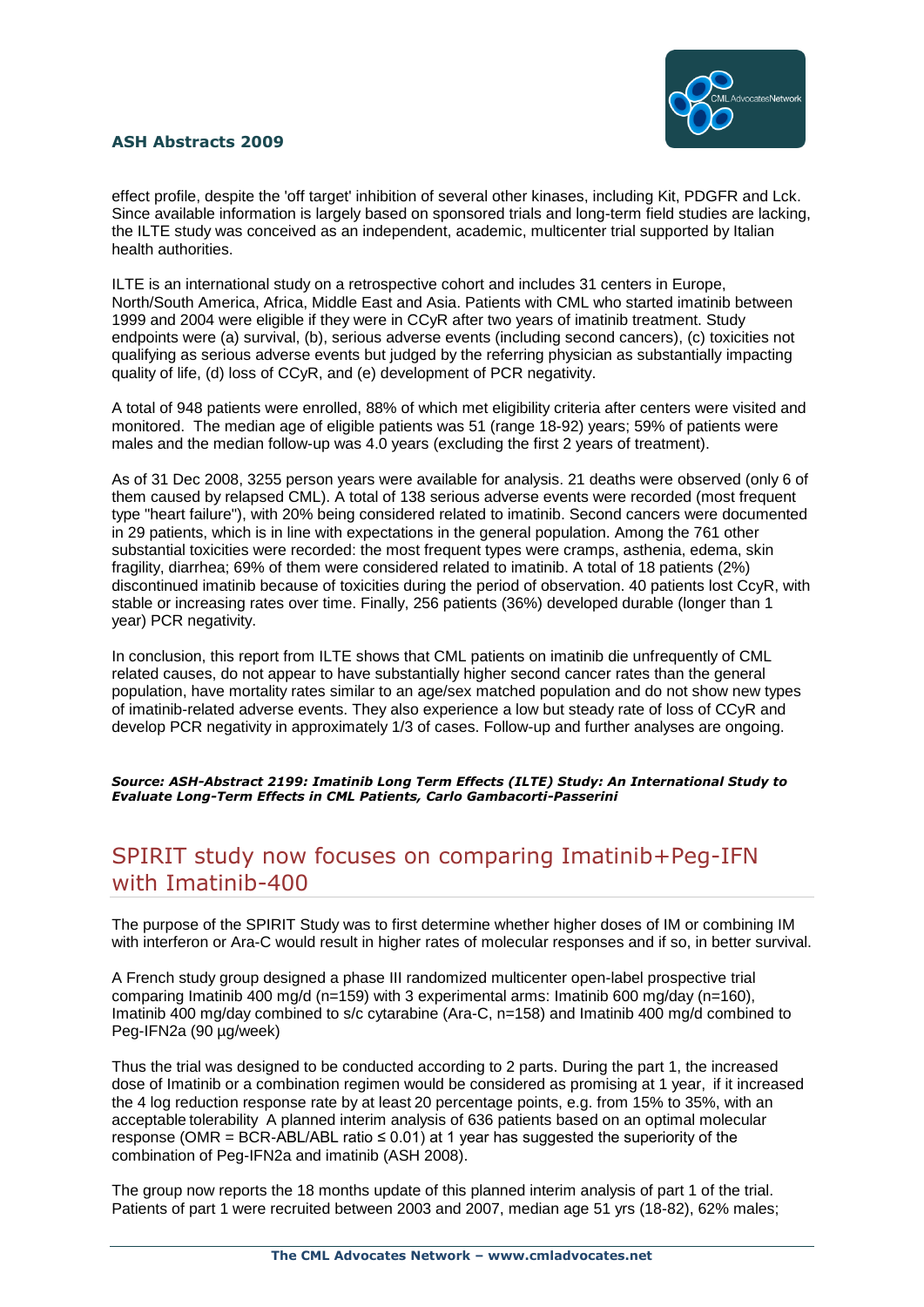effect profile, despite the 'off target' inhibition of several other kinases, including Kit, PDGFR and Lck. Since available information is largely based on sponsored trials and long-term field studies are lacking, the ILTE study was conceived as an independent, academic, multicenter trial supported by Italian health authorities.

ILTE is an international study on a retrospective cohort and includes 31 centers in Europe, North/South America, Africa, Middle East and Asia. Patients with CML who started imatinib between 1999 and 2004 were eligible if they were in CCyR after two years of imatinib treatment. Study endpoints were (a) survival, (b), serious adverse events (including second cancers), (c) toxicities not qualifying as serious adverse events but judged by the referring physician as substantially impacting quality of life, (d) loss of CCyR, and (e) development of PCR negativity.

A total of 948 patients were enrolled, 88% of which met eligibility criteria after centers were visited and monitored. The median age of eligible patients was 51 (range 18-92) years; 59% of patients were males and the median follow-up was 4.0 years (excluding the first 2 years of treatment).

As of 31 Dec 2008, 3255 person years were available for analysis. 21 deaths were observed (only 6 of them caused by relapsed CML). A total of 138 serious adverse events were recorded (most frequent type "heart failure"), with 20% being considered related to imatinib. Second cancers were documented in 29 patients, which is in line with expectations in the general population. Among the 761 other substantial toxicities were recorded: the most frequent types were cramps, asthenia, edema, skin fragility, diarrhea; 69% of them were considered related to imatinib. A total of 18 patients (2%) discontinued imatinib because of toxicities during the period of observation. 40 patients lost CcyR, with stable or increasing rates over time. Finally, 256 patients (36%) developed durable (longer than 1 year) PCR negativity.

In conclusion, this report from ILTE shows that CML patients on imatinib die unfrequently of CML related causes, do not appear to have substantially higher second cancer rates than the general population, have mortality rates similar to an age/sex matched population and do not show new types of imatinib-related adverse events. They also experience a low but steady rate of loss of CCyR and develop PCR negativity in approximately 1/3 of cases. Follow-up and further analyses are ongoing.

***Source: ASH-Abstract 2199: Imatinib Long Term Effects (ILTE) Study: An International Study to Evaluate Long-Term Effects in CML Patients, Carlo Gambacorti-Passerini***

## SPIRIT study now focuses on comparing Imatinib+Peg-IFN with Imatinib-400

The purpose of the SPIRIT Study was to first determine whether higher doses of IM or combining IM with interferon or Ara-C would result in higher rates of molecular responses and if so, in better survival.

A French study group designed a phase III randomized multicenter open-label prospective trial comparing Imatinib 400 mg/d (n=159) with 3 experimental arms: Imatinib 600 mg/day (n=160), Imatinib 400 mg/day combined to s/c cytarabine (Ara-C, n=158) and Imatinib 400 mg/d combined to Peg-IFN2a (90 µg/week)

Thus the trial was designed to be conducted according to 2 parts. During the part 1, the increased dose of Imatinib or a combination regimen would be considered as promising at 1 year, if it increased the 4 log reduction response rate by at least 20 percentage points, e.g. from 15% to 35%, with an acceptable tolerability A planned interim analysis of 636 patients based on an optimal molecular response (OMR = BCR-ABL/ABL ratio ≤ 0.01) at 1 year has suggested the superiority of the combination of Peg-IFN2a and imatinib (ASH 2008).

The group now reports the 18 months update of this planned interim analysis of part 1 of the trial. Patients of part 1 were recruited between 2003 and 2007, median age 51 yrs (18-82), 62% males;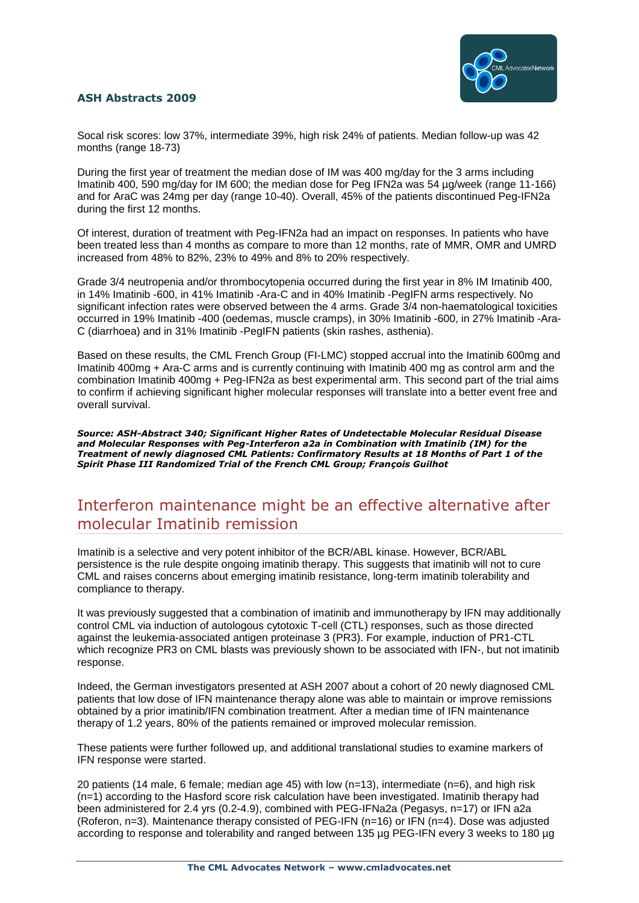Socal risk scores: low 37%, intermediate 39%, high risk 24% of patients. Median follow-up was 42 months (range 18-73)

During the first year of treatment the median dose of IM was 400 mg/day for the 3 arms including Imatinib 400, 590 mg/day for IM 600; the median dose for Peg IFN2a was 54 µg/week (range 11-166) and for AraC was 24mg per day (range 10-40). Overall, 45% of the patients discontinued Peg-IFN2a during the first 12 months.

Of interest, duration of treatment with Peg-IFN2a had an impact on responses. In patients who have been treated less than 4 months as compare to more than 12 months, rate of MMR, OMR and UMRD increased from 48% to 82%, 23% to 49% and 8% to 20% respectively.

Grade 3/4 neutropenia and/or thrombocytopenia occurred during the first year in 8% IM Imatinib 400, in 14% Imatinib -600, in 41% Imatinib -Ara-C and in 40% Imatinib -PegIFN arms respectively. No significant infection rates were observed between the 4 arms. Grade 3/4 non-haematological toxicities occurred in 19% Imatinib -400 (oedemas, muscle cramps), in 30% Imatinib -600, in 27% Imatinib -Ara-C (diarrhoea) and in 31% Imatinib -PegIFN patients (skin rashes, asthenia).

Based on these results, the CML French Group (FI-LMC) stopped accrual into the Imatinib 600mg and Imatinib 400mg + Ara-C arms and is currently continuing with Imatinib 400 mg as control arm and the combination Imatinib 400mg + Peg-IFN2a as best experimental arm. This second part of the trial aims to confirm if achieving significant higher molecular responses will translate into a better event free and overall survival.

***Source: ASH-Abstract 340; Significant Higher Rates of Undetectable Molecular Residual Disease and Molecular Responses with Peg-Interferon a2a in Combination with Imatinib (IM) for the Treatment of newly diagnosed CML Patients: Confirmatory Results at 18 Months of Part 1 of the Spirit Phase III Randomized Trial of the French CML Group; François Guilhot***

## Interferon maintenance might be an effective alternative after molecular Imatinib remission

Imatinib is a selective and very potent inhibitor of the BCR/ABL kinase. However, BCR/ABL persistence is the rule despite ongoing imatinib therapy. This suggests that imatinib will not to cure CML and raises concerns about emerging imatinib resistance, long-term imatinib tolerability and compliance to therapy.

It was previously suggested that a combination of imatinib and immunotherapy by IFN may additionally control CML via induction of autologous cytotoxic T-cell (CTL) responses, such as those directed against the leukemia-associated antigen proteinase 3 (PR3). For example, induction of PR1-CTL which recognize PR3 on CML blasts was previously shown to be associated with IFN-, but not imatinib response.

Indeed, the German investigators presented at ASH 2007 about a cohort of 20 newly diagnosed CML patients that low dose of IFN maintenance therapy alone was able to maintain or improve remissions obtained by a prior imatinib/IFN combination treatment. After a median time of IFN maintenance therapy of 1.2 years, 80% of the patients remained or improved molecular remission.

These patients were further followed up, and additional translational studies to examine markers of IFN response were started.

20 patients (14 male, 6 female; median age 45) with low (n=13), intermediate (n=6), and high risk (n=1) according to the Hasford score risk calculation have been investigated. Imatinib therapy had been administered for 2.4 yrs (0.2-4.9), combined with PEG-IFNa2a (Pegasys, n=17) or IFN a2a (Roferon, n=3). Maintenance therapy consisted of PEG-IFN (n=16) or IFN (n=4). Dose was adjusted according to response and tolerability and ranged between 135 µg PEG-IFN every 3 weeks to 180 µg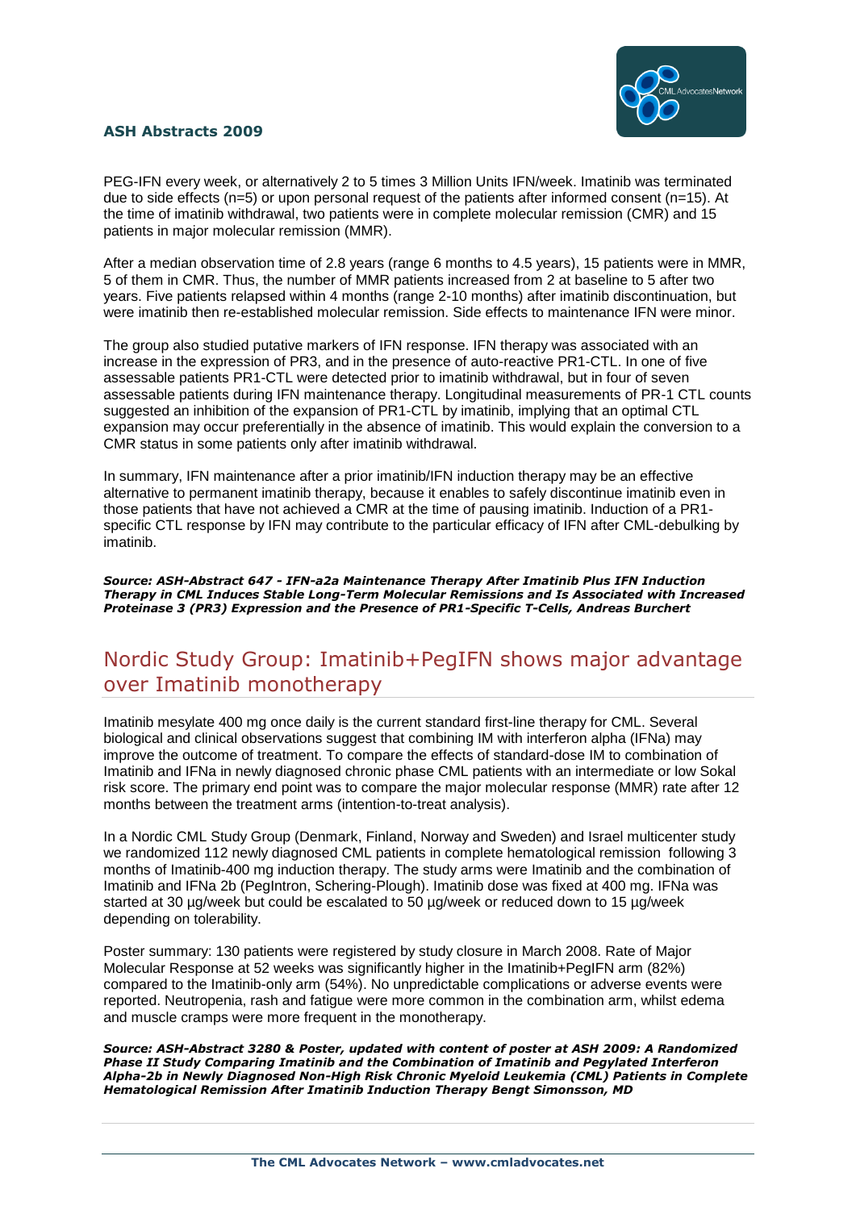PEG-IFN every week, or alternatively 2 to 5 times 3 Million Units IFN/week. Imatinib was terminated due to side effects (n=5) or upon personal request of the patients after informed consent (n=15). At the time of imatinib withdrawal, two patients were in complete molecular remission (CMR) and 15 patients in major molecular remission (MMR).

After a median observation time of 2.8 years (range 6 months to 4.5 years), 15 patients were in MMR, 5 of them in CMR. Thus, the number of MMR patients increased from 2 at baseline to 5 after two years. Five patients relapsed within 4 months (range 2-10 months) after imatinib discontinuation, but were imatinib then re-established molecular remission. Side effects to maintenance IFN were minor.

The group also studied putative markers of IFN response. IFN therapy was associated with an increase in the expression of PR3, and in the presence of auto-reactive PR1-CTL. In one of five assessable patients PR1-CTL were detected prior to imatinib withdrawal, but in four of seven assessable patients during IFN maintenance therapy. Longitudinal measurements of PR-1 CTL counts suggested an inhibition of the expansion of PR1-CTL by imatinib, implying that an optimal CTL expansion may occur preferentially in the absence of imatinib. This would explain the conversion to a CMR status in some patients only after imatinib withdrawal.

In summary, IFN maintenance after a prior imatinib/IFN induction therapy may be an effective alternative to permanent imatinib therapy, because it enables to safely discontinue imatinib even in those patients that have not achieved a CMR at the time of pausing imatinib. Induction of a PR1-specific CTL response by IFN may contribute to the particular efficacy of IFN after CML-debulking by imatinib.

***Source: ASH-Abstract 647 - IFN-a2a Maintenance Therapy After Imatinib Plus IFN Induction Therapy in CML Induces Stable Long-Term Molecular Remissions and Is Associated with Increased Proteinase 3 (PR3) Expression and the Presence of PR1-Specific T-Cells, Andreas Burchert***

## Nordic Study Group: Imatinib+PegIFN shows major advantage over Imatinib monotherapy

Imatinib mesylate 400 mg once daily is the current standard first-line therapy for CML. Several biological and clinical observations suggest that combining IM with interferon alpha (IFNa) may improve the outcome of treatment. To compare the effects of standard-dose IM to combination of Imatinib and IFNa in newly diagnosed chronic phase CML patients with an intermediate or low Sokal risk score. The primary end point was to compare the major molecular response (MMR) rate after 12 months between the treatment arms (intention-to-treat analysis).

In a Nordic CML Study Group (Denmark, Finland, Norway and Sweden) and Israel multicenter study we randomized 112 newly diagnosed CML patients in complete hematological remission following 3 months of Imatinib-400 mg induction therapy. The study arms were Imatinib and the combination of Imatinib and IFNa 2b (PegIntron, Schering-Plough). Imatinib dose was fixed at 400 mg. IFNa was started at 30 µg/week but could be escalated to 50 µg/week or reduced down to 15 µg/week depending on tolerability.

Poster summary: 130 patients were registered by study closure in March 2008. Rate of Major Molecular Response at 52 weeks was significantly higher in the Imatinib+PegIFN arm (82%) compared to the Imatinib-only arm (54%). No unpredictable complications or adverse events were reported. Neutropenia, rash and fatigue were more common in the combination arm, whilst edema and muscle cramps were more frequent in the monotherapy.

***Source: ASH-Abstract 3280 & Poster, updated with content of poster at ASH 2009: A Randomized Phase II Study Comparing Imatinib and the Combination of Imatinib and Pegylated Interferon Alpha-2b in Newly Diagnosed Non-High Risk Chronic Myeloid Leukemia (CML) Patients in Complete Hematological Remission After Imatinib Induction Therapy Bengt Simonsson, MD***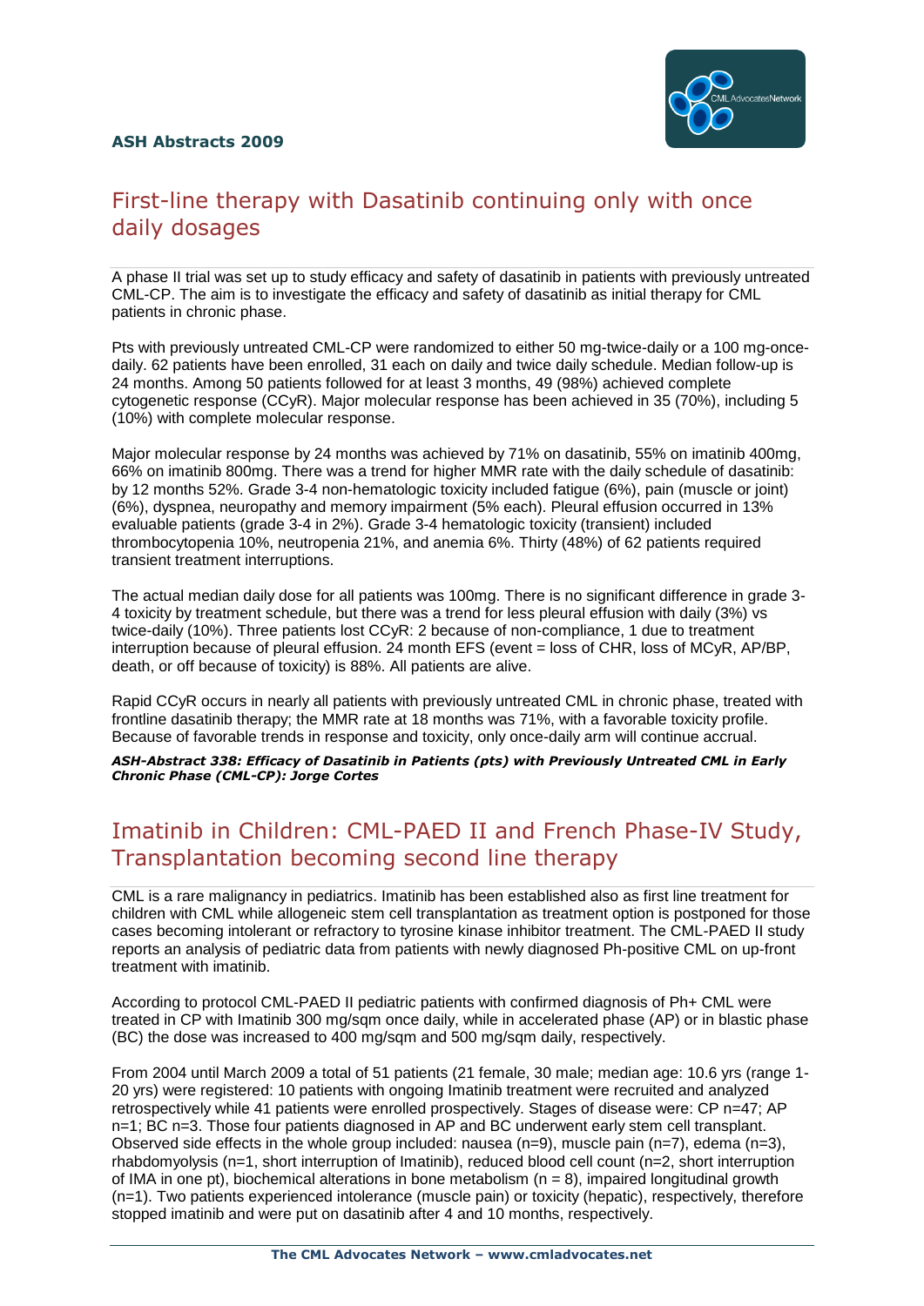## First-line therapy with Dasatinib continuing only with once daily dosages

A phase II trial was set up to study efficacy and safety of dasatinib in patients with previously untreated CML-CP. The aim is to investigate the efficacy and safety of dasatinib as initial therapy for CML patients in chronic phase.

Pts with previously untreated CML-CP were randomized to either 50 mg-twice-daily or a 100 mg-once-daily. 62 patients have been enrolled, 31 each on daily and twice daily schedule. Median follow-up is 24 months. Among 50 patients followed for at least 3 months, 49 (98%) achieved complete cytogenetic response (CCyR). Major molecular response has been achieved in 35 (70%), including 5 (10%) with complete molecular response.

Major molecular response by 24 months was achieved by 71% on dasatinib, 55% on imatinib 400mg, 66% on imatinib 800mg. There was a trend for higher MMR rate with the daily schedule of dasatinib: by 12 months 52%. Grade 3-4 non-hematologic toxicity included fatigue (6%), pain (muscle or joint) (6%), dyspnea, neuropathy and memory impairment (5% each). Pleural effusion occurred in 13% evaluable patients (grade 3-4 in 2%). Grade 3-4 hematologic toxicity (transient) included thrombocytopenia 10%, neutropenia 21%, and anemia 6%. Thirty (48%) of 62 patients required transient treatment interruptions.

The actual median daily dose for all patients was 100mg. There is no significant difference in grade 3-4 toxicity by treatment schedule, but there was a trend for less pleural effusion with daily (3%) vs twice-daily (10%). Three patients lost CCyR: 2 because of non-compliance, 1 due to treatment interruption because of pleural effusion. 24 month EFS (event = loss of CHR, loss of MCyR, AP/BP, death, or off because of toxicity) is 88%. All patients are alive.

Rapid CCyR occurs in nearly all patients with previously untreated CML in chronic phase, treated with frontline dasatinib therapy; the MMR rate at 18 months was 71%, with a favorable toxicity profile. Because of favorable trends in response and toxicity, only once-daily arm will continue accrual.

***ASH-Abstract 338: Efficacy of Dasatinib in Patients (pts) with Previously Untreated CML in Early Chronic Phase (CML-CP): Jorge Cortes***

## Imatinib in Children: CML-PAED II and French Phase-IV Study, Transplantation becoming second line therapy

CML is a rare malignancy in pediatrics. Imatinib has been established also as first line treatment for children with CML while allogeneic stem cell transplantation as treatment option is postponed for those cases becoming intolerant or refractory to tyrosine kinase inhibitor treatment. The CML-PAED II study reports an analysis of pediatric data from patients with newly diagnosed Ph-positive CML on up-front treatment with imatinib.

According to protocol CML-PAED II pediatric patients with confirmed diagnosis of Ph+ CML were treated in CP with Imatinib 300 mg/sqm once daily, while in accelerated phase (AP) or in blastic phase (BC) the dose was increased to 400 mg/sqm and 500 mg/sqm daily, respectively.

From 2004 until March 2009 a total of 51 patients (21 female, 30 male; median age: 10.6 yrs (range 1-20 yrs) were registered: 10 patients with ongoing Imatinib treatment were recruited and analyzed retrospectively while 41 patients were enrolled prospectively. Stages of disease were: CP n=47; AP n=1; BC n=3. Those four patients diagnosed in AP and BC underwent early stem cell transplant. Observed side effects in the whole group included: nausea (n=9), muscle pain (n=7), edema (n=3), rhabdomyolysis (n=1, short interruption of Imatinib), reduced blood cell count (n=2, short interruption of IMA in one pt), biochemical alterations in bone metabolism (n = 8), impaired longitudinal growth (n=1). Two patients experienced intolerance (muscle pain) or toxicity (hepatic), respectively, therefore stopped imatinib and were put on dasatinib after 4 and 10 months, respectively.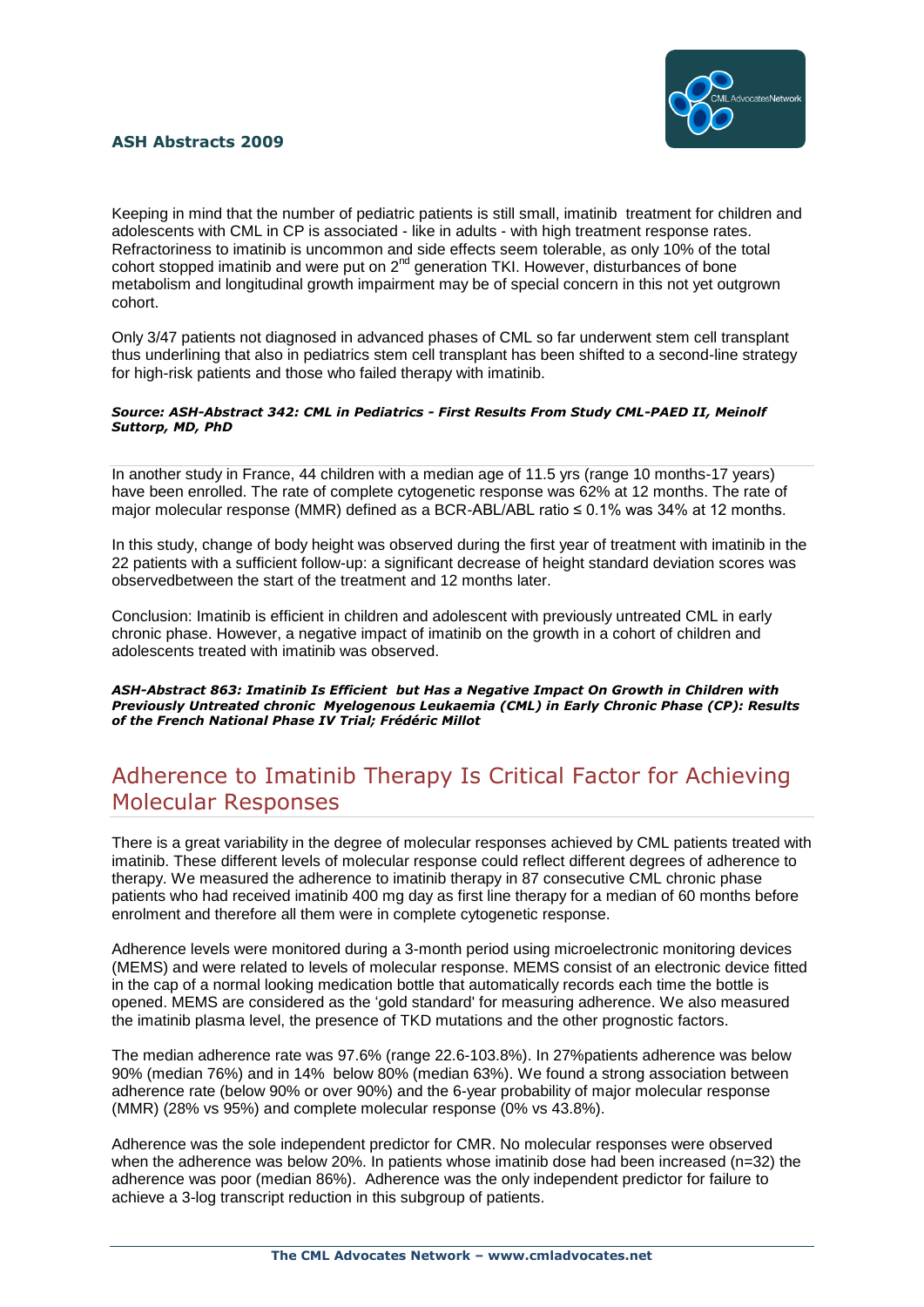Keeping in mind that the number of pediatric patients is still small, imatinib treatment for children and adolescents with CML in CP is associated - like in adults - with high treatment response rates. Refractoriness to imatinib is uncommon and side effects seem tolerable, as only 10% of the total cohort stopped imatinib and were put on 2nd generation TKI. However, disturbances of bone metabolism and longitudinal growth impairment may be of special concern in this not yet outgrown cohort.

Only 3/47 patients not diagnosed in advanced phases of CML so far underwent stem cell transplant thus underlining that also in pediatrics stem cell transplant has been shifted to a second-line strategy for high-risk patients and those who failed therapy with imatinib.

***Source: ASH-Abstract 342: CML in Pediatrics - First Results From Study CML-PAED II, Meinolf Suttorp, MD, PhD***

---

In another study in France, 44 children with a median age of 11.5 yrs (range 10 months-17 years) have been enrolled. The rate of complete cytogenetic response was 62% at 12 months. The rate of major molecular response (MMR) defined as a BCR-ABL/ABL ratio ≤ 0.1% was 34% at 12 months.

In this study, change of body height was observed during the first year of treatment with imatinib in the 22 patients with a sufficient follow-up: a significant decrease of height standard deviation scores was observedbetween the start of the treatment and 12 months later.

Conclusion: Imatinib is efficient in children and adolescent with previously untreated CML in early chronic phase. However, a negative impact of imatinib on the growth in a cohort of children and adolescents treated with imatinib was observed.

***ASH-Abstract 863: Imatinib Is Efficient but Has a Negative Impact On Growth in Children with Previously Untreated chronic Myelogenous Leukaemia (CML) in Early Chronic Phase (CP): Results of the French National Phase IV Trial; Frédéric Millot***

## Adherence to Imatinib Therapy Is Critical Factor for Achieving Molecular Responses

There is a great variability in the degree of molecular responses achieved by CML patients treated with imatinib. These different levels of molecular response could reflect different degrees of adherence to therapy. We measured the adherence to imatinib therapy in 87 consecutive CML chronic phase patients who had received imatinib 400 mg day as first line therapy for a median of 60 months before enrolment and therefore all them were in complete cytogenetic response.

Adherence levels were monitored during a 3-month period using microelectronic monitoring devices (MEMS) and were related to levels of molecular response. MEMS consist of an electronic device fitted in the cap of a normal looking medication bottle that automatically records each time the bottle is opened. MEMS are considered as the 'gold standard' for measuring adherence. We also measured the imatinib plasma level, the presence of TKD mutations and the other prognostic factors.

The median adherence rate was 97.6% (range 22.6-103.8%). In 27%patients adherence was below 90% (median 76%) and in 14% below 80% (median 63%). We found a strong association between adherence rate (below 90% or over 90%) and the 6-year probability of major molecular response (MMR) (28% vs 95%) and complete molecular response (0% vs 43.8%).

Adherence was the sole independent predictor for CMR. No molecular responses were observed when the adherence was below 20%. In patients whose imatinib dose had been increased (n=32) the adherence was poor (median 86%). Adherence was the only independent predictor for failure to achieve a 3-log transcript reduction in this subgroup of patients.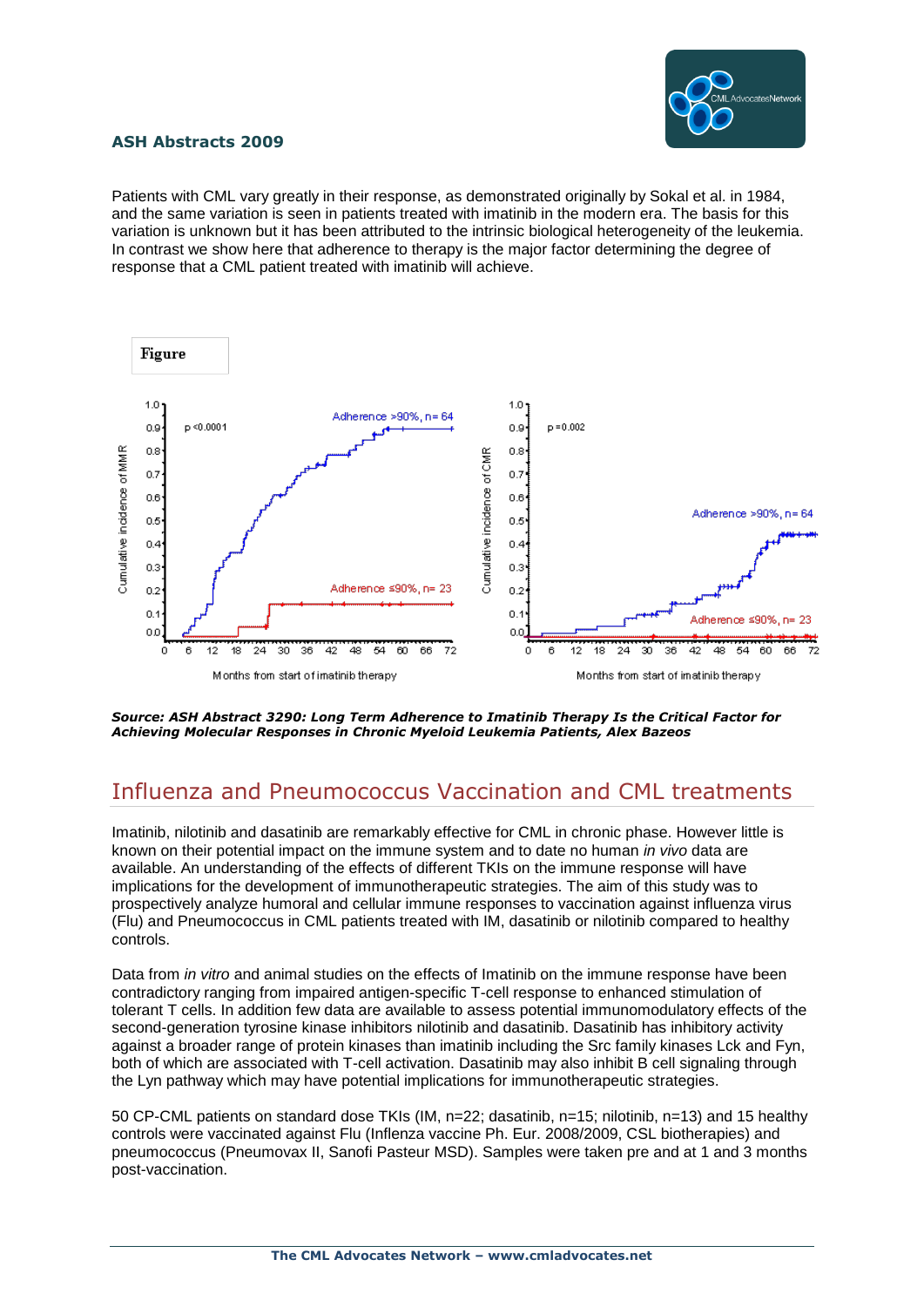Patients with CML vary greatly in their response, as demonstrated originally by Sokal et al. in 1984, and the same variation is seen in patients treated with imatinib in the modern era. The basis for this variation is unknown but it has been attributed to the intrinsic biological heterogeneity of the leukemia. In contrast we show here that adherence to therapy is the major factor determining the degree of response that a CML patient treated with imatinib will achieve.

**Figure**

***Source: ASH Abstract 3290: Long Term Adherence to Imatinib Therapy Is the Critical Factor for Achieving Molecular Responses in Chronic Myeloid Leukemia Patients, Alex Bazeos***

## Influenza and Pneumococcus Vaccination and CML treatments

Imatinib, nilotinib and dasatinib are remarkably effective for CML in chronic phase. However little is known on their potential impact on the immune system and to date no human *in vivo* data are available. An understanding of the effects of different TKIs on the immune response will have implications for the development of immunotherapeutic strategies. The aim of this study was to prospectively analyze humoral and cellular immune responses to vaccination against influenza virus (Flu) and Pneumococcus in CML patients treated with IM, dasatinib or nilotinib compared to healthy controls.

Data from *in vitro* and animal studies on the effects of Imatinib on the immune response have been contradictory ranging from impaired antigen-specific T-cell response to enhanced stimulation of tolerant T cells. In addition few data are available to assess potential immunomodulatory effects of the second-generation tyrosine kinase inhibitors nilotinib and dasatinib. Dasatinib has inhibitory activity against a broader range of protein kinases than imatinib including the Src family kinases Lck and Fyn, both of which are associated with T-cell activation. Dasatinib may also inhibit B cell signaling through the Lyn pathway which may have potential implications for immunotherapeutic strategies.

50 CP-CML patients on standard dose TKIs (IM, n=22; dasatinib, n=15; nilotinib, n=13) and 15 healthy controls were vaccinated against Flu (Inflenza vaccine Ph. Eur. 2008/2009, CSL biotherapies) and pneumococcus (Pneumovax II, Sanofi Pasteur MSD). Samples were taken pre and at 1 and 3 months post-vaccination.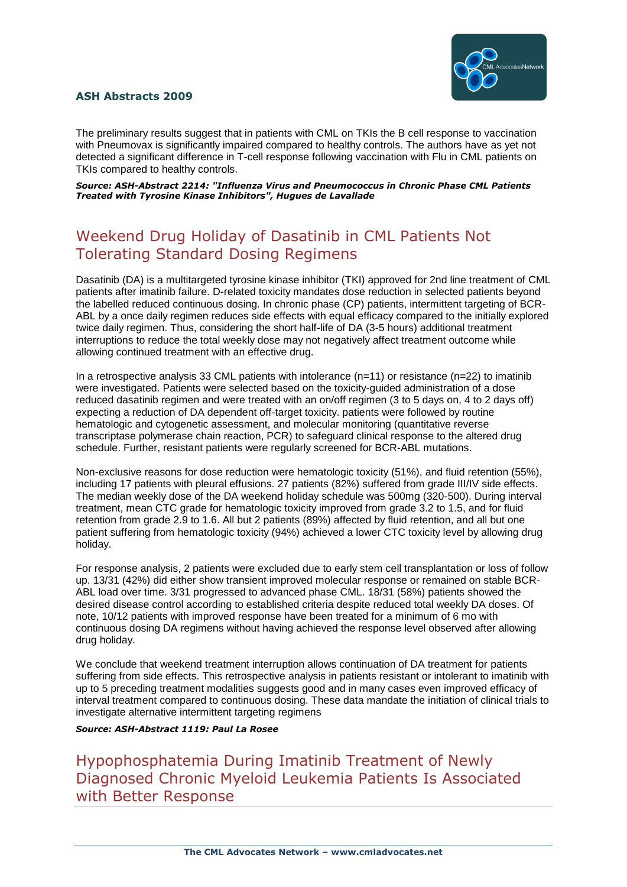The preliminary results suggest that in patients with CML on TKIs the B cell response to vaccination with Pneumovax is significantly impaired compared to healthy controls. The authors have as yet not detected a significant difference in T-cell response following vaccination with Flu in CML patients on TKIs compared to healthy controls.

***Source: ASH-Abstract 2214: "Influenza Virus and Pneumococcus in Chronic Phase CML Patients Treated with Tyrosine Kinase Inhibitors", Hugues de Lavallade***

## Weekend Drug Holiday of Dasatinib in CML Patients Not Tolerating Standard Dosing Regimens

Dasatinib (DA) is a multitargeted tyrosine kinase inhibitor (TKI) approved for 2nd line treatment of CML patients after imatinib failure. D-related toxicity mandates dose reduction in selected patients beyond the labelled reduced continuous dosing. In chronic phase (CP) patients, intermittent targeting of BCR-ABL by a once daily regimen reduces side effects with equal efficacy compared to the initially explored twice daily regimen. Thus, considering the short half-life of DA (3-5 hours) additional treatment interruptions to reduce the total weekly dose may not negatively affect treatment outcome while allowing continued treatment with an effective drug.

In a retrospective analysis 33 CML patients with intolerance (n=11) or resistance (n=22) to imatinib were investigated. Patients were selected based on the toxicity-guided administration of a dose reduced dasatinib regimen and were treated with an on/off regimen (3 to 5 days on, 4 to 2 days off) expecting a reduction of DA dependent off-target toxicity. patients were followed by routine hematologic and cytogenetic assessment, and molecular monitoring (quantitative reverse transcriptase polymerase chain reaction, PCR) to safeguard clinical response to the altered drug schedule. Further, resistant patients were regularly screened for BCR-ABL mutations.

Non-exclusive reasons for dose reduction were hematologic toxicity (51%), and fluid retention (55%), including 17 patients with pleural effusions. 27 patients (82%) suffered from grade III/IV side effects. The median weekly dose of the DA weekend holiday schedule was 500mg (320-500). During interval treatment, mean CTC grade for hematologic toxicity improved from grade 3.2 to 1.5, and for fluid retention from grade 2.9 to 1.6. All but 2 patients (89%) affected by fluid retention, and all but one patient suffering from hematologic toxicity (94%) achieved a lower CTC toxicity level by allowing drug holiday.

For response analysis, 2 patients were excluded due to early stem cell transplantation or loss of follow up. 13/31 (42%) did either show transient improved molecular response or remained on stable BCR-ABL load over time. 3/31 progressed to advanced phase CML. 18/31 (58%) patients showed the desired disease control according to established criteria despite reduced total weekly DA doses. Of note, 10/12 patients with improved response have been treated for a minimum of 6 mo with continuous dosing DA regimens without having achieved the response level observed after allowing drug holiday.

We conclude that weekend treatment interruption allows continuation of DA treatment for patients suffering from side effects. This retrospective analysis in patients resistant or intolerant to imatinib with up to 5 preceding treatment modalities suggests good and in many cases even improved efficacy of interval treatment compared to continuous dosing. These data mandate the initiation of clinical trials to investigate alternative intermittent targeting regimens

***Source: ASH-Abstract 1119: Paul La Rosee***

## Hypophosphatemia During Imatinib Treatment of Newly Diagnosed Chronic Myeloid Leukemia Patients Is Associated with Better Response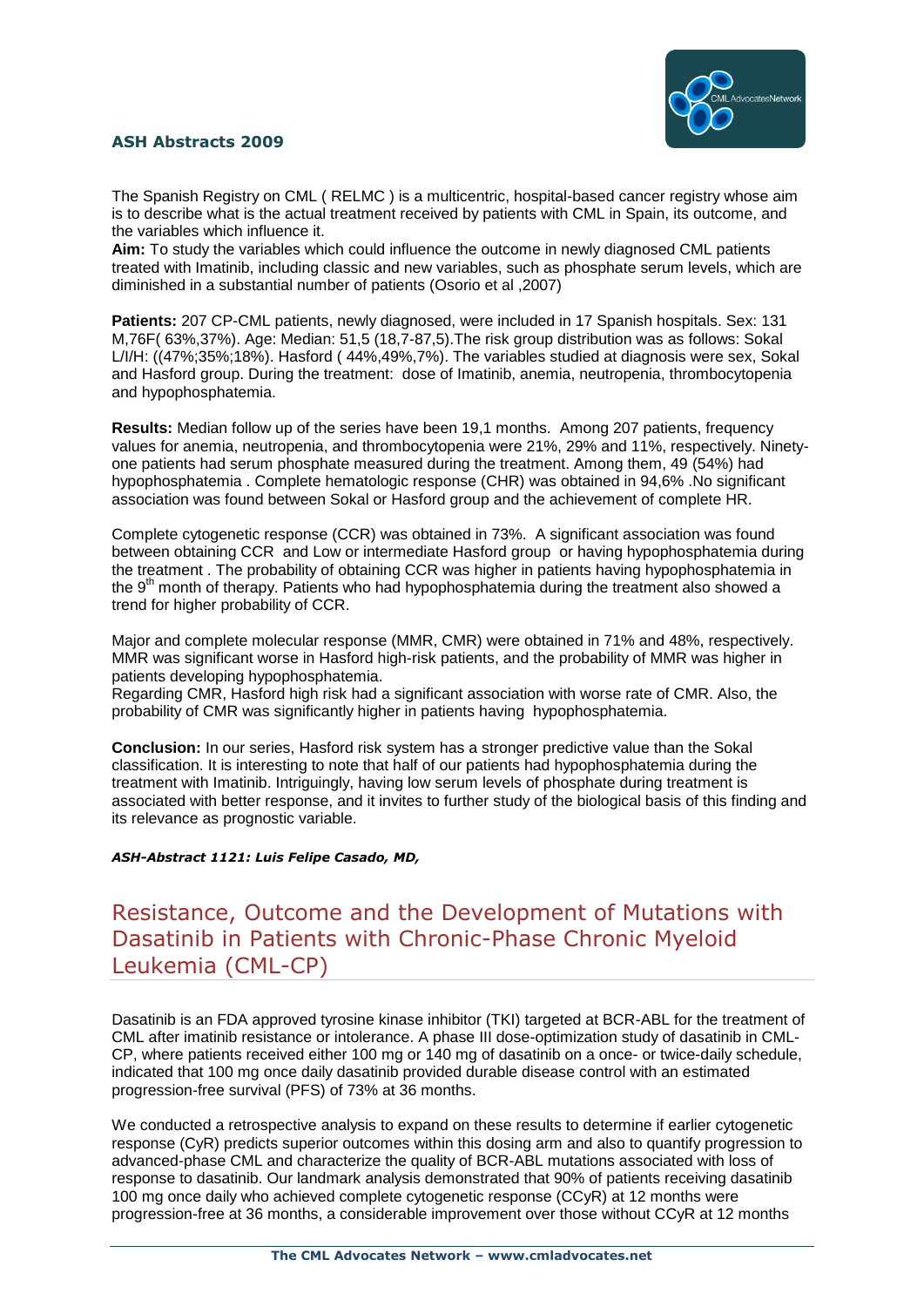The Spanish Registry on CML ( RELMC ) is a multicentric, hospital-based cancer registry whose aim is to describe what is the actual treatment received by patients with CML in Spain, its outcome, and the variables which influence it.

**Aim:** To study the variables which could influence the outcome in newly diagnosed CML patients treated with Imatinib, including classic and new variables, such as phosphate serum levels, which are diminished in a substantial number of patients (Osorio et al ,2007)

**Patients:** 207 CP-CML patients, newly diagnosed, were included in 17 Spanish hospitals. Sex: 131 M,76F( 63%,37%). Age: Median: 51,5 (18,7-87,5).The risk group distribution was as follows: Sokal L/I/H: ((47%;35%;18%). Hasford ( 44%,49%,7%). The variables studied at diagnosis were sex, Sokal and Hasford group. During the treatment: dose of Imatinib, anemia, neutropenia, thrombocytopenia and hypophosphatemia.

**Results:** Median follow up of the series have been 19,1 months. Among 207 patients, frequency values for anemia, neutropenia, and thrombocytopenia were 21%, 29% and 11%, respectively. Ninety-one patients had serum phosphate measured during the treatment. Among them, 49 (54%) had hypophosphatemia . Complete hematologic response (CHR) was obtained in 94,6% .No significant association was found between Sokal or Hasford group and the achievement of complete HR.

Complete cytogenetic response (CCR) was obtained in 73%. A significant association was found between obtaining CCR and Low or intermediate Hasford group or having hypophosphatemia during the treatment . The probability of obtaining CCR was higher in patients having hypophosphatemia in the 9th month of therapy. Patients who had hypophosphatemia during the treatment also showed a trend for higher probability of CCR.

Major and complete molecular response (MMR, CMR) were obtained in 71% and 48%, respectively. MMR was significant worse in Hasford high-risk patients, and the probability of MMR was higher in patients developing hypophosphatemia.
Regarding CMR, Hasford high risk had a significant association with worse rate of CMR. Also, the probability of CMR was significantly higher in patients having hypophosphatemia.

**Conclusion:** In our series, Hasford risk system has a stronger predictive value than the Sokal classification. It is interesting to note that half of our patients had hypophosphatemia during the treatment with Imatinib. Intriguingly, having low serum levels of phosphate during treatment is associated with better response, and it invites to further study of the biological basis of this finding and its relevance as prognostic variable.

***ASH-Abstract 1121: Luis Felipe Casado, MD,***

## Resistance, Outcome and the Development of Mutations with Dasatinib in Patients with Chronic-Phase Chronic Myeloid Leukemia (CML-CP)

Dasatinib is an FDA approved tyrosine kinase inhibitor (TKI) targeted at BCR-ABL for the treatment of CML after imatinib resistance or intolerance. A phase III dose-optimization study of dasatinib in CML-CP, where patients received either 100 mg or 140 mg of dasatinib on a once- or twice-daily schedule, indicated that 100 mg once daily dasatinib provided durable disease control with an estimated progression-free survival (PFS) of 73% at 36 months.

We conducted a retrospective analysis to expand on these results to determine if earlier cytogenetic response (CyR) predicts superior outcomes within this dosing arm and also to quantify progression to advanced-phase CML and characterize the quality of BCR-ABL mutations associated with loss of response to dasatinib. Our landmark analysis demonstrated that 90% of patients receiving dasatinib 100 mg once daily who achieved complete cytogenetic response (CCyR) at 12 months were progression-free at 36 months, a considerable improvement over those without CCyR at 12 months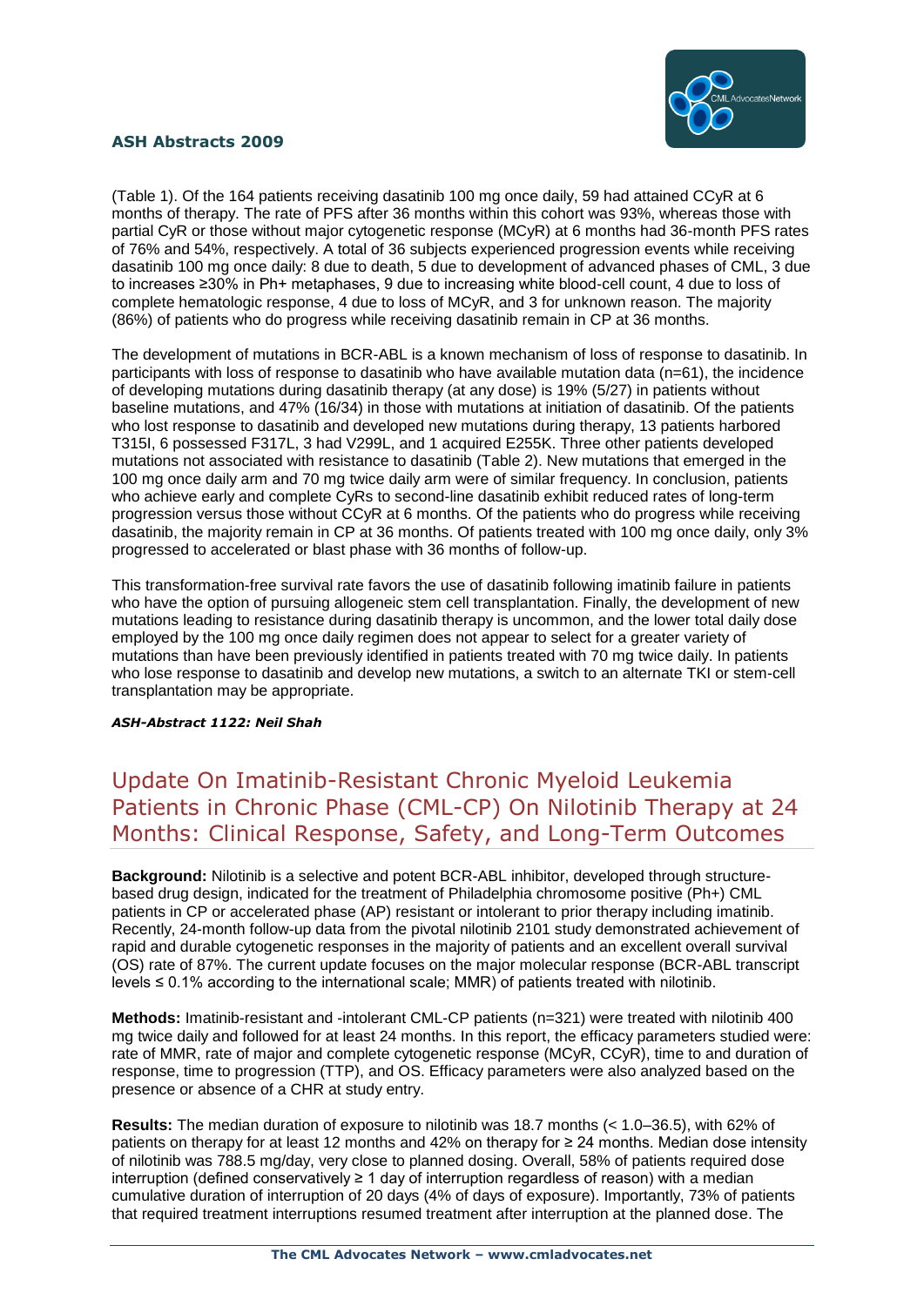(Table 1). Of the 164 patients receiving dasatinib 100 mg once daily, 59 had attained CCyR at 6 months of therapy. The rate of PFS after 36 months within this cohort was 93%, whereas those with partial CyR or those without major cytogenetic response (MCyR) at 6 months had 36-month PFS rates of 76% and 54%, respectively. A total of 36 subjects experienced progression events while receiving dasatinib 100 mg once daily: 8 due to death, 5 due to development of advanced phases of CML, 3 due to increases ≥30% in Ph+ metaphases, 9 due to increasing white blood-cell count, 4 due to loss of complete hematologic response, 4 due to loss of MCyR, and 3 for unknown reason. The majority (86%) of patients who do progress while receiving dasatinib remain in CP at 36 months.

The development of mutations in BCR-ABL is a known mechanism of loss of response to dasatinib. In participants with loss of response to dasatinib who have available mutation data (n=61), the incidence of developing mutations during dasatinib therapy (at any dose) is 19% (5/27) in patients without baseline mutations, and 47% (16/34) in those with mutations at initiation of dasatinib. Of the patients who lost response to dasatinib and developed new mutations during therapy, 13 patients harbored T315I, 6 possessed F317L, 3 had V299L, and 1 acquired E255K. Three other patients developed mutations not associated with resistance to dasatinib (Table 2). New mutations that emerged in the 100 mg once daily arm and 70 mg twice daily arm were of similar frequency. In conclusion, patients who achieve early and complete CyRs to second-line dasatinib exhibit reduced rates of long-term progression versus those without CCyR at 6 months. Of the patients who do progress while receiving dasatinib, the majority remain in CP at 36 months. Of patients treated with 100 mg once daily, only 3% progressed to accelerated or blast phase with 36 months of follow-up.

This transformation-free survival rate favors the use of dasatinib following imatinib failure in patients who have the option of pursuing allogeneic stem cell transplantation. Finally, the development of new mutations leading to resistance during dasatinib therapy is uncommon, and the lower total daily dose employed by the 100 mg once daily regimen does not appear to select for a greater variety of mutations than have been previously identified in patients treated with 70 mg twice daily. In patients who lose response to dasatinib and develop new mutations, a switch to an alternate TKI or stem-cell transplantation may be appropriate.

***ASH-Abstract 1122: Neil Shah***

## Update On Imatinib-Resistant Chronic Myeloid Leukemia Patients in Chronic Phase (CML-CP) On Nilotinib Therapy at 24 Months: Clinical Response, Safety, and Long-Term Outcomes

**Background:** Nilotinib is a selective and potent BCR-ABL inhibitor, developed through structure-based drug design, indicated for the treatment of Philadelphia chromosome positive (Ph+) CML patients in CP or accelerated phase (AP) resistant or intolerant to prior therapy including imatinib. Recently, 24-month follow-up data from the pivotal nilotinib 2101 study demonstrated achievement of rapid and durable cytogenetic responses in the majority of patients and an excellent overall survival (OS) rate of 87%. The current update focuses on the major molecular response (BCR-ABL transcript levels ≤ 0.1% according to the international scale; MMR) of patients treated with nilotinib.

**Methods:** Imatinib-resistant and -intolerant CML-CP patients (n=321) were treated with nilotinib 400 mg twice daily and followed for at least 24 months. In this report, the efficacy parameters studied were: rate of MMR, rate of major and complete cytogenetic response (MCyR, CCyR), time to and duration of response, time to progression (TTP), and OS. Efficacy parameters were also analyzed based on the presence or absence of a CHR at study entry.

**Results:** The median duration of exposure to nilotinib was 18.7 months (< 1.0–36.5), with 62% of patients on therapy for at least 12 months and 42% on therapy for ≥ 24 months. Median dose intensity of nilotinib was 788.5 mg/day, very close to planned dosing. Overall, 58% of patients required dose interruption (defined conservatively ≥ 1 day of interruption regardless of reason) with a median cumulative duration of interruption of 20 days (4% of days of exposure). Importantly, 73% of patients that required treatment interruptions resumed treatment after interruption at the planned dose. The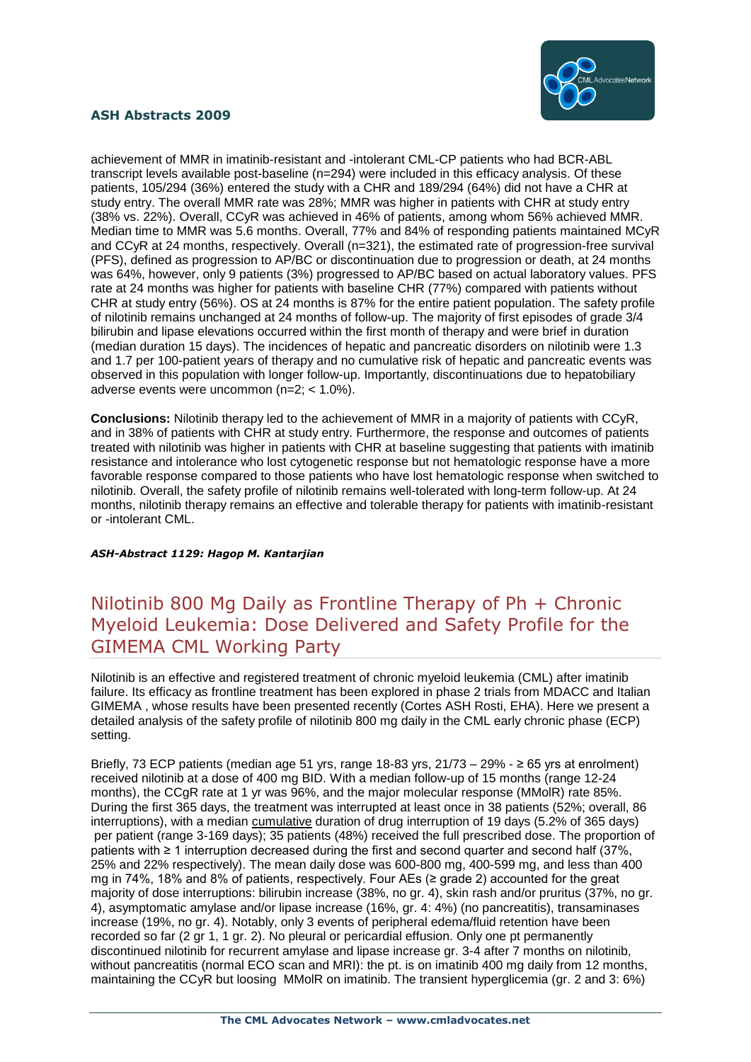achievement of MMR in imatinib-resistant and -intolerant CML-CP patients who had BCR-ABL transcript levels available post-baseline (n=294) were included in this efficacy analysis. Of these patients, 105/294 (36%) entered the study with a CHR and 189/294 (64%) did not have a CHR at study entry. The overall MMR rate was 28%; MMR was higher in patients with CHR at study entry (38% vs. 22%). Overall, CCyR was achieved in 46% of patients, among whom 56% achieved MMR. Median time to MMR was 5.6 months. Overall, 77% and 84% of responding patients maintained MCyR and CCyR at 24 months, respectively. Overall (n=321), the estimated rate of progression-free survival (PFS), defined as progression to AP/BC or discontinuation due to progression or death, at 24 months was 64%, however, only 9 patients (3%) progressed to AP/BC based on actual laboratory values. PFS rate at 24 months was higher for patients with baseline CHR (77%) compared with patients without CHR at study entry (56%). OS at 24 months is 87% for the entire patient population. The safety profile of nilotinib remains unchanged at 24 months of follow-up. The majority of first episodes of grade 3/4 bilirubin and lipase elevations occurred within the first month of therapy and were brief in duration (median duration 15 days). The incidences of hepatic and pancreatic disorders on nilotinib were 1.3 and 1.7 per 100-patient years of therapy and no cumulative risk of hepatic and pancreatic events was observed in this population with longer follow-up. Importantly, discontinuations due to hepatobiliary adverse events were uncommon (n=2; < 1.0%).

**Conclusions:** Nilotinib therapy led to the achievement of MMR in a majority of patients with CCyR, and in 38% of patients with CHR at study entry. Furthermore, the response and outcomes of patients treated with nilotinib was higher in patients with CHR at baseline suggesting that patients with imatinib resistance and intolerance who lost cytogenetic response but not hematologic response have a more favorable response compared to those patients who have lost hematologic response when switched to nilotinib. Overall, the safety profile of nilotinib remains well-tolerated with long-term follow-up. At 24 months, nilotinib therapy remains an effective and tolerable therapy for patients with imatinib-resistant or -intolerant CML.

***ASH-Abstract 1129: Hagop M. Kantarjian***

## Nilotinib 800 Mg Daily as Frontline Therapy of Ph + Chronic Myeloid Leukemia: Dose Delivered and Safety Profile for the GIMEMA CML Working Party

Nilotinib is an effective and registered treatment of chronic myeloid leukemia (CML) after imatinib failure. Its efficacy as frontline treatment has been explored in phase 2 trials from MDACC and Italian GIMEMA , whose results have been presented recently (Cortes ASH Rosti, EHA). Here we present a detailed analysis of the safety profile of nilotinib 800 mg daily in the CML early chronic phase (ECP) setting.

Briefly, 73 ECP patients (median age 51 yrs, range 18-83 yrs, 21/73 – 29% - ≥ 65 yrs at enrolment) received nilotinib at a dose of 400 mg BID. With a median follow-up of 15 months (range 12-24 months), the CCgR rate at 1 yr was 96%, and the major molecular response (MMolR) rate 85%. During the first 365 days, the treatment was interrupted at least once in 38 patients (52%; overall, 86 interruptions), with a median cumulative duration of drug interruption of 19 days (5.2% of 365 days) per patient (range 3-169 days); 35 patients (48%) received the full prescribed dose. The proportion of patients with ≥ 1 interruption decreased during the first and second quarter and second half (37%, 25% and 22% respectively). The mean daily dose was 600-800 mg, 400-599 mg, and less than 400 mg in 74%, 18% and 8% of patients, respectively. Four AEs (≥ grade 2) accounted for the great majority of dose interruptions: bilirubin increase (38%, no gr. 4), skin rash and/or pruritus (37%, no gr. 4), asymptomatic amylase and/or lipase increase (16%, gr. 4: 4%) (no pancreatitis), transaminases increase (19%, no gr. 4). Notably, only 3 events of peripheral edema/fluid retention have been recorded so far (2 gr 1, 1 gr. 2). No pleural or pericardial effusion. Only one pt permanently discontinued nilotinib for recurrent amylase and lipase increase gr. 3-4 after 7 months on nilotinib, without pancreatitis (normal ECO scan and MRI): the pt. is on imatinib 400 mg daily from 12 months, maintaining the CCyR but loosing MMolR on imatinib. The transient hyperglicemia (gr. 2 and 3: 6%)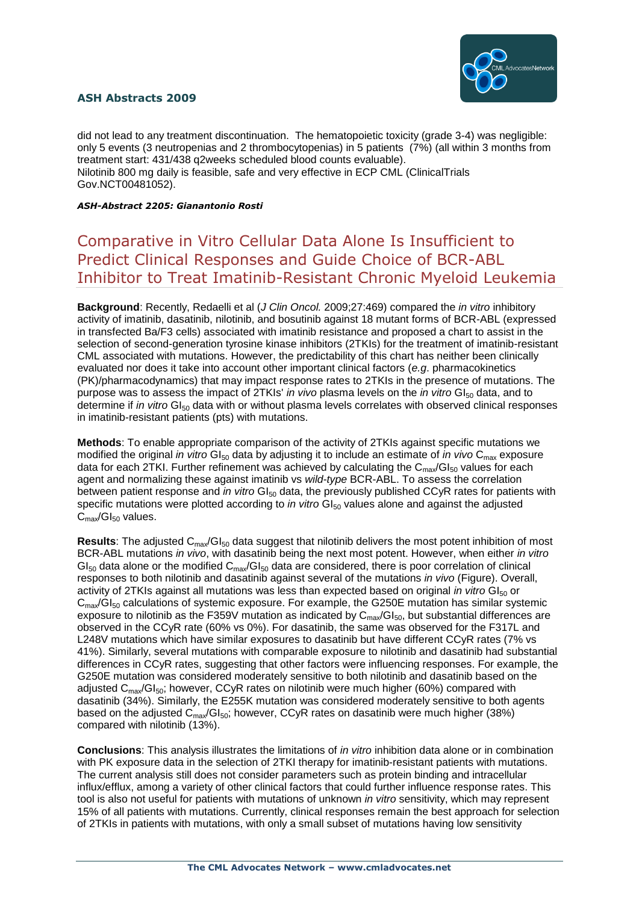did not lead to any treatment discontinuation. The hematopoietic toxicity (grade 3-4) was negligible: only 5 events (3 neutropenias and 2 thrombocytopenias) in 5 patients (7%) (all within 3 months from treatment start: 431/438 q2weeks scheduled blood counts evaluable).
Nilotinib 800 mg daily is feasible, safe and very effective in ECP CML (ClinicalTrials Gov.NCT00481052).

***ASH-Abstract 2205: Gianantonio Rosti***

## Comparative in Vitro Cellular Data Alone Is Insufficient to Predict Clinical Responses and Guide Choice of BCR-ABL Inhibitor to Treat Imatinib-Resistant Chronic Myeloid Leukemia

**Background**: Recently, Redaelli et al (*J Clin Oncol.* 2009;27:469) compared the *in vitro* inhibitory activity of imatinib, dasatinib, nilotinib, and bosutinib against 18 mutant forms of BCR-ABL (expressed in transfected Ba/F3 cells) associated with imatinib resistance and proposed a chart to assist in the selection of second-generation tyrosine kinase inhibitors (2TKIs) for the treatment of imatinib-resistant CML associated with mutations. However, the predictability of this chart has neither been clinically evaluated nor does it take into account other important clinical factors (*e.g*. pharmacokinetics (PK)/pharmacodynamics) that may impact response rates to 2TKIs in the presence of mutations. The purpose was to assess the impact of 2TKIs' *in vivo* plasma levels on the *in vitro* $GI_{50}$ data, and to determine if *in vitro* $GI_{50}$ data with or without plasma levels correlates with observed clinical responses in imatinib-resistant patients (pts) with mutations.

**Methods**: To enable appropriate comparison of the activity of 2TKIs against specific mutations we modified the original *in vitro* $GI_{50}$ data by adjusting it to include an estimate of *in vivo* $C_{max}$ exposure data for each 2TKI. Further refinement was achieved by calculating the $C_{max}/GI_{50}$ values for each agent and normalizing these against imatinib vs *wild-type* BCR-ABL. To assess the correlation between patient response and *in vitro* $GI_{50}$ data, the previously published CCyR rates for patients with specific mutations were plotted according to *in vitro* $GI_{50}$ values alone and against the adjusted $C_{max}/GI_{50}$ values.

**Results**: The adjusted $C_{max}/GI_{50}$ data suggest that nilotinib delivers the most potent inhibition of most BCR-ABL mutations *in vivo*, with dasatinib being the next most potent. However, when either *in vitro* $GI_{50}$ data alone or the modified $C_{max}/GI_{50}$ data are considered, there is poor correlation of clinical responses to both nilotinib and dasatinib against several of the mutations *in vivo* (Figure). Overall, activity of 2TKIs against all mutations was less than expected based on original *in vitro* $GI_{50}$ or $C_{max}/GI_{50}$ calculations of systemic exposure. For example, the G250E mutation has similar systemic exposure to nilotinib as the F359V mutation as indicated by $C_{max}/GI_{50}$, but substantial differences are observed in the CCyR rate (60% vs 0%). For dasatinib, the same was observed for the F317L and L248V mutations which have similar exposures to dasatinib but have different CCyR rates (7% vs 41%). Similarly, several mutations with comparable exposure to nilotinib and dasatinib had substantial differences in CCyR rates, suggesting that other factors were influencing responses. For example, the G250E mutation was considered moderately sensitive to both nilotinib and dasatinib based on the adjusted $C_{max}/GI_{50}$; however, CCyR rates on nilotinib were much higher (60%) compared with dasatinib (34%). Similarly, the E255K mutation was considered moderately sensitive to both agents based on the adjusted $C_{max}/GI_{50}$; however, CCyR rates on dasatinib were much higher (38%) compared with nilotinib (13%).

**Conclusions**: This analysis illustrates the limitations of *in vitro* inhibition data alone or in combination with PK exposure data in the selection of 2TKI therapy for imatinib-resistant patients with mutations. The current analysis still does not consider parameters such as protein binding and intracellular influx/efflux, among a variety of other clinical factors that could further influence response rates. This tool is also not useful for patients with mutations of unknown *in vitro* sensitivity, which may represent 15% of all patients with mutations. Currently, clinical responses remain the best approach for selection of 2TKIs in patients with mutations, with only a small subset of mutations having low sensitivity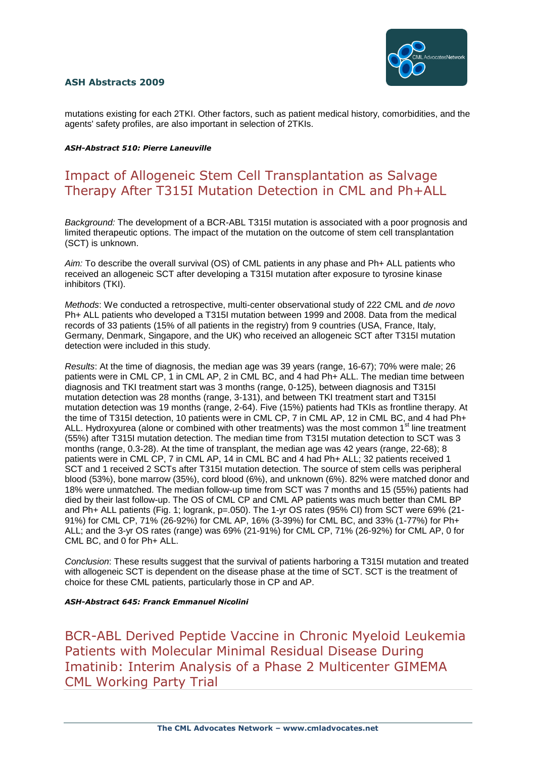mutations existing for each 2TKI. Other factors, such as patient medical history, comorbidities, and the agents' safety profiles, are also important in selection of 2TKIs.

***ASH-Abstract 510: Pierre Laneuville***

## Impact of Allogeneic Stem Cell Transplantation as Salvage Therapy After T315I Mutation Detection in CML and Ph+ALL

*Background:* The development of a BCR-ABL T315I mutation is associated with a poor prognosis and limited therapeutic options. The impact of the mutation on the outcome of stem cell transplantation (SCT) is unknown.

*Aim:* To describe the overall survival (OS) of CML patients in any phase and Ph+ ALL patients who received an allogeneic SCT after developing a T315I mutation after exposure to tyrosine kinase inhibitors (TKI).

*Methods*: We conducted a retrospective, multi-center observational study of 222 CML and *de novo* Ph+ ALL patients who developed a T315I mutation between 1999 and 2008. Data from the medical records of 33 patients (15% of all patients in the registry) from 9 countries (USA, France, Italy, Germany, Denmark, Singapore, and the UK) who received an allogeneic SCT after T315I mutation detection were included in this study.

*Results*: At the time of diagnosis, the median age was 39 years (range, 16-67); 70% were male; 26 patients were in CML CP, 1 in CML AP, 2 in CML BC, and 4 had Ph+ ALL. The median time between diagnosis and TKI treatment start was 3 months (range, 0-125), between diagnosis and T315I mutation detection was 28 months (range, 3-131), and between TKI treatment start and T315I mutation detection was 19 months (range, 2-64). Five (15%) patients had TKIs as frontline therapy. At the time of T315I detection, 10 patients were in CML CP, 7 in CML AP, 12 in CML BC, and 4 had Ph+ ALL. Hydroxyurea (alone or combined with other treatments) was the most common 1st line treatment (55%) after T315I mutation detection. The median time from T315I mutation detection to SCT was 3 months (range, 0.3-28). At the time of transplant, the median age was 42 years (range, 22-68); 8 patients were in CML CP, 7 in CML AP, 14 in CML BC and 4 had Ph+ ALL; 32 patients received 1 SCT and 1 received 2 SCTs after T315I mutation detection. The source of stem cells was peripheral blood (53%), bone marrow (35%), cord blood (6%), and unknown (6%). 82% were matched donor and 18% were unmatched. The median follow-up time from SCT was 7 months and 15 (55%) patients had died by their last follow-up. The OS of CML CP and CML AP patients was much better than CML BP and Ph+ ALL patients (Fig. 1; logrank, p=.050). The 1-yr OS rates (95% CI) from SCT were 69% (21-91%) for CML CP, 71% (26-92%) for CML AP, 16% (3-39%) for CML BC, and 33% (1-77%) for Ph+ ALL; and the 3-yr OS rates (range) was 69% (21-91%) for CML CP, 71% (26-92%) for CML AP, 0 for CML BC, and 0 for Ph+ ALL.

*Conclusion*: These results suggest that the survival of patients harboring a T315I mutation and treated with allogeneic SCT is dependent on the disease phase at the time of SCT. SCT is the treatment of choice for these CML patients, particularly those in CP and AP.

***ASH-Abstract 645: Franck Emmanuel Nicolini***

## BCR-ABL Derived Peptide Vaccine in Chronic Myeloid Leukemia Patients with Molecular Minimal Residual Disease During Imatinib: Interim Analysis of a Phase 2 Multicenter GIMEMA CML Working Party Trial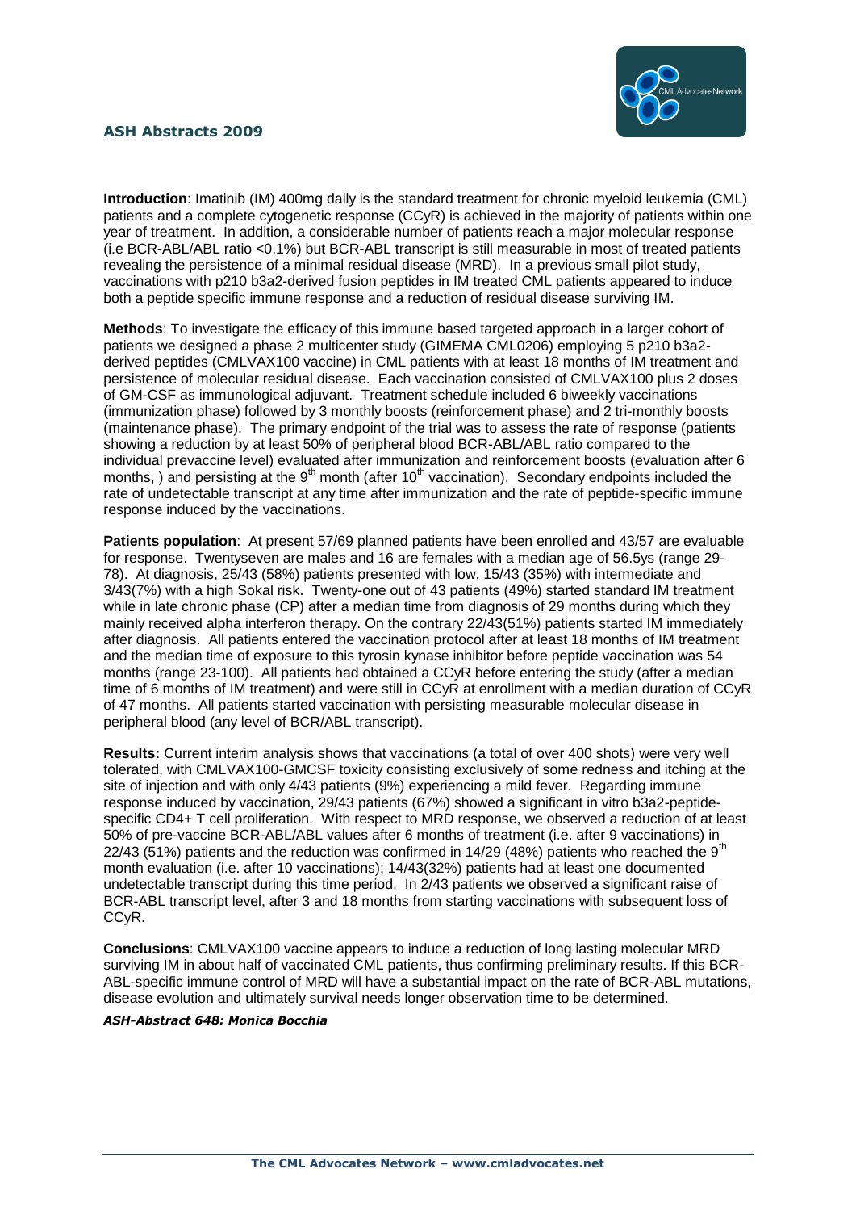**Introduction**: Imatinib (IM) 400mg daily is the standard treatment for chronic myeloid leukemia (CML) patients and a complete cytogenetic response (CCyR) is achieved in the majority of patients within one year of treatment. In addition, a considerable number of patients reach a major molecular response (i.e BCR-ABL/ABL ratio <0.1%) but BCR-ABL transcript is still measurable in most of treated patients revealing the persistence of a minimal residual disease (MRD). In a previous small pilot study, vaccinations with p210 b3a2-derived fusion peptides in IM treated CML patients appeared to induce both a peptide specific immune response and a reduction of residual disease surviving IM.

**Methods**: To investigate the efficacy of this immune based targeted approach in a larger cohort of patients we designed a phase 2 multicenter study (GIMEMA CML0206) employing 5 p210 b3a2-derived peptides (CMLVAX100 vaccine) in CML patients with at least 18 months of IM treatment and persistence of molecular residual disease. Each vaccination consisted of CMLVAX100 plus 2 doses of GM-CSF as immunological adjuvant. Treatment schedule included 6 biweekly vaccinations (immunization phase) followed by 3 monthly boosts (reinforcement phase) and 2 tri-monthly boosts (maintenance phase). The primary endpoint of the trial was to assess the rate of response (patients showing a reduction by at least 50% of peripheral blood BCR-ABL/ABL ratio compared to the individual prevaccine level) evaluated after immunization and reinforcement boosts (evaluation after 6 months, ) and persisting at the 9th month (after 10th vaccination). Secondary endpoints included the rate of undetectable transcript at any time after immunization and the rate of peptide-specific immune response induced by the vaccinations.

**Patients population**: At present 57/69 planned patients have been enrolled and 43/57 are evaluable for response. Twentyseven are males and 16 are females with a median age of 56.5ys (range 29-78). At diagnosis, 25/43 (58%) patients presented with low, 15/43 (35%) with intermediate and 3/43(7%) with a high Sokal risk. Twenty-one out of 43 patients (49%) started standard IM treatment while in late chronic phase (CP) after a median time from diagnosis of 29 months during which they mainly received alpha interferon therapy. On the contrary 22/43(51%) patients started IM immediately after diagnosis. All patients entered the vaccination protocol after at least 18 months of IM treatment and the median time of exposure to this tyrosin kynase inhibitor before peptide vaccination was 54 months (range 23-100). All patients had obtained a CCyR before entering the study (after a median time of 6 months of IM treatment) and were still in CCyR at enrollment with a median duration of CCyR of 47 months. All patients started vaccination with persisting measurable molecular disease in peripheral blood (any level of BCR/ABL transcript).

**Results:** Current interim analysis shows that vaccinations (a total of over 400 shots) were very well tolerated, with CMLVAX100-GMCSF toxicity consisting exclusively of some redness and itching at the site of injection and with only 4/43 patients (9%) experiencing a mild fever. Regarding immune response induced by vaccination, 29/43 patients (67%) showed a significant in vitro b3a2-peptide-specific CD4+ T cell proliferation. With respect to MRD response, we observed a reduction of at least 50% of pre-vaccine BCR-ABL/ABL values after 6 months of treatment (i.e. after 9 vaccinations) in 22/43 (51%) patients and the reduction was confirmed in 14/29 (48%) patients who reached the 9th month evaluation (i.e. after 10 vaccinations); 14/43(32%) patients had at least one documented undetectable transcript during this time period. In 2/43 patients we observed a significant raise of BCR-ABL transcript level, after 3 and 18 months from starting vaccinations with subsequent loss of CCyR.

**Conclusions**: CMLVAX100 vaccine appears to induce a reduction of long lasting molecular MRD surviving IM in about half of vaccinated CML patients, thus confirming preliminary results. If this BCR-ABL-specific immune control of MRD will have a substantial impact on the rate of BCR-ABL mutations, disease evolution and ultimately survival needs longer observation time to be determined.

***ASH-Abstract 648: Monica Bocchia***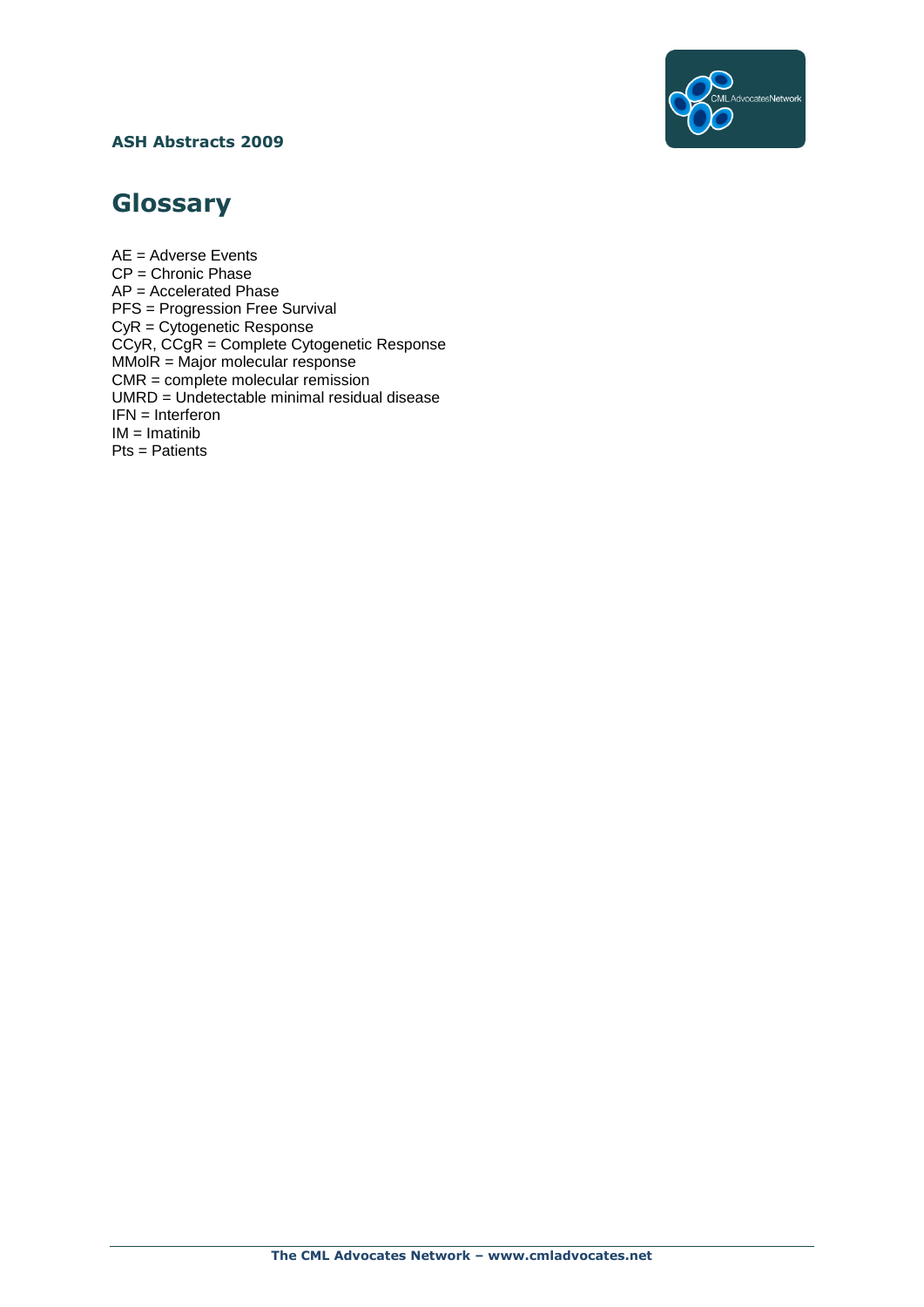# Glossary

AE = Adverse Events
CP = Chronic Phase
AP = Accelerated Phase
PFS = Progression Free Survival
CyR = Cytogenetic Response
CCyR, CCgR = Complete Cytogenetic Response
MMolR = Major molecular response
CMR = complete molecular remission
UMRD = Undetectable minimal residual disease
IFN = Interferon
IM = Imatinib
Pts = Patients